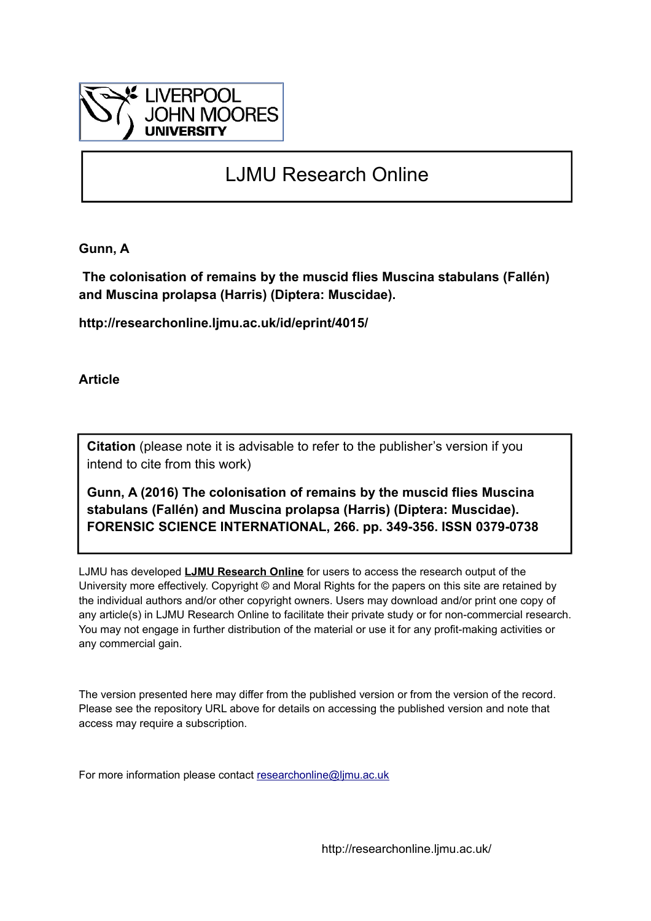LIVERPOOL JOHN MOORES UNIVERSITY

# LJMU Research Online

**Gunn, A**

**The colonisation of remains by the muscid flies Muscina stabulans (Fallén) and Muscina prolapsa (Harris) (Diptera: Muscidae).**

**http://researchonline.ljmu.ac.uk/id/eprint/4015/**

**Article**

**Citation** (please note it is advisable to refer to the publisher's version if you intend to cite from this work)

**Gunn, A (2016) The colonisation of remains by the muscid flies Muscina stabulans (Fallén) and Muscina prolapsa (Harris) (Diptera: Muscidae). FORENSIC SCIENCE INTERNATIONAL, 266. pp. 349-356. ISSN 0379-0738**

LJMU has developed **LJMU Research Online** for users to access the research output of the University more effectively. Copyright © and Moral Rights for the papers on this site are retained by the individual authors and/or other copyright owners. Users may download and/or print one copy of any article(s) in LJMU Research Online to facilitate their private study or for non-commercial research. You may not engage in further distribution of the material or use it for any profit-making activities or any commercial gain.

The version presented here may differ from the published version or from the version of the record. Please see the repository URL above for details on accessing the published version and note that access may require a subscription.

For more information please contact researchonline@ljmu.ac.uk

http://researchonline.ljmu.ac.uk/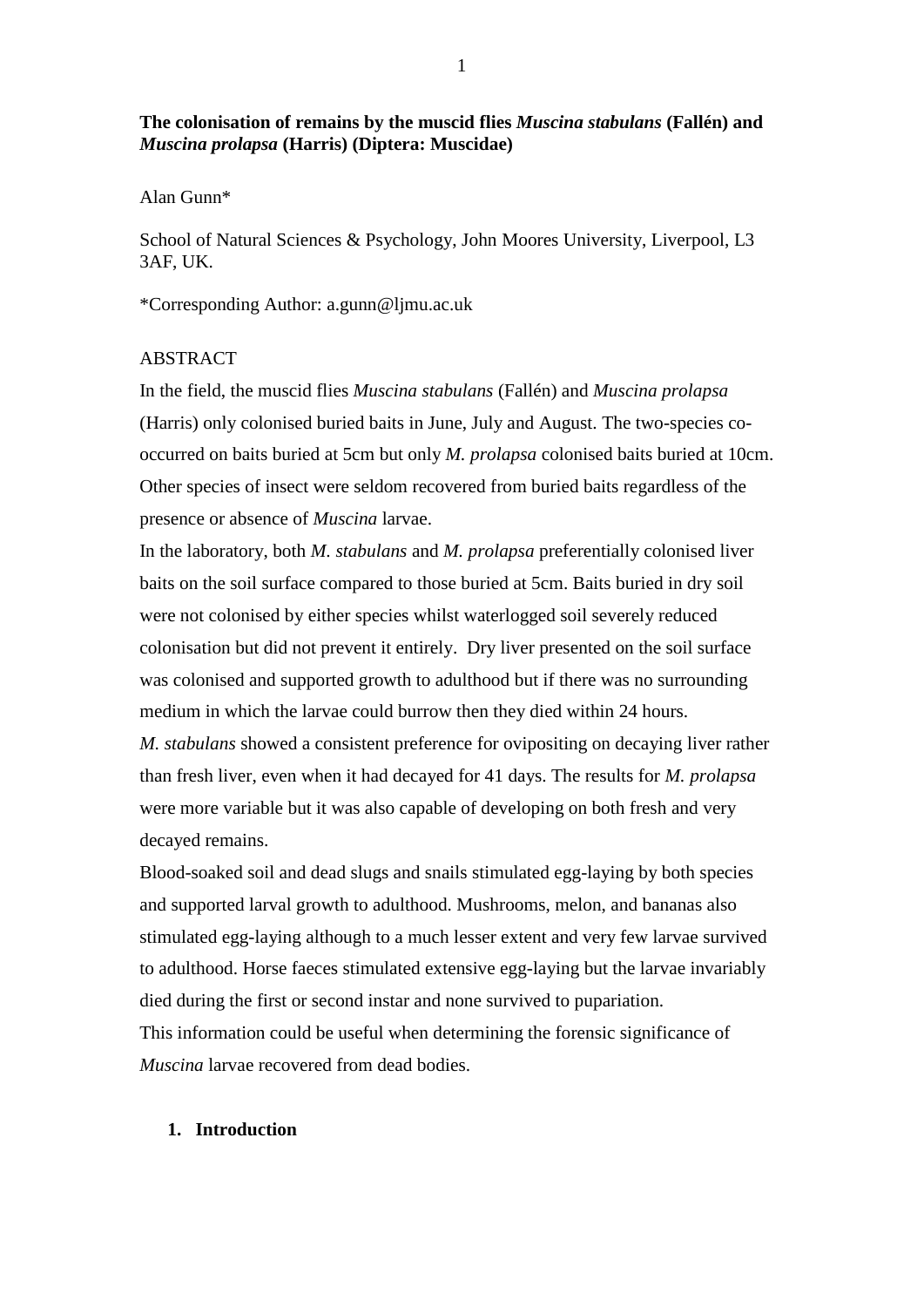**The colonisation of remains by the muscid flies *Muscina stabulans* (Fallén) and *Muscina prolapsa* (Harris) (Diptera: Muscidae)**

Alan Gunn*

School of Natural Sciences & Psychology, John Moores University, Liverpool, L3 3AF, UK.

*Corresponding Author: a.gunn@ljmu.ac.uk

ABSTRACT

In the field, the muscid flies *Muscina stabulans* (Fallén) and *Muscina prolapsa* (Harris) only colonised buried baits in June, July and August. The two-species co-occurred on baits buried at 5cm but only *M. prolapsa* colonised baits buried at 10cm. Other species of insect were seldom recovered from buried baits regardless of the presence or absence of *Muscina* larvae.

In the laboratory, both *M. stabulans* and *M. prolapsa* preferentially colonised liver baits on the soil surface compared to those buried at 5cm. Baits buried in dry soil were not colonised by either species whilst waterlogged soil severely reduced colonisation but did not prevent it entirely. Dry liver presented on the soil surface was colonised and supported growth to adulthood but if there was no surrounding medium in which the larvae could burrow then they died within 24 hours.

*M. stabulans* showed a consistent preference for ovipositing on decaying liver rather than fresh liver, even when it had decayed for 41 days. The results for *M. prolapsa* were more variable but it was also capable of developing on both fresh and very decayed remains.

Blood-soaked soil and dead slugs and snails stimulated egg-laying by both species and supported larval growth to adulthood. Mushrooms, melon, and bananas also stimulated egg-laying although to a much lesser extent and very few larvae survived to adulthood. Horse faeces stimulated extensive egg-laying but the larvae invariably died during the first or second instar and none survived to pupariation.

This information could be useful when determining the forensic significance of *Muscina* larvae recovered from dead bodies.

## 1. Introduction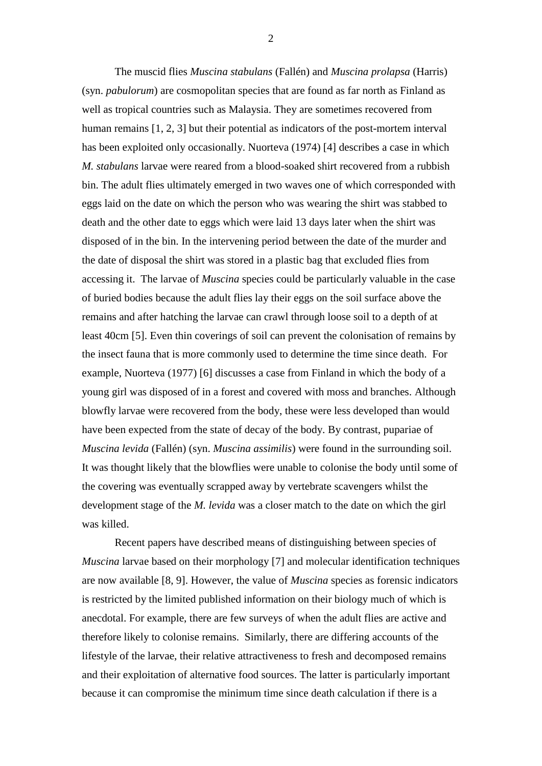The muscid flies *Muscina stabulans* (Fallén) and *Muscina prolapsa* (Harris) (syn. *pabulorum*) are cosmopolitan species that are found as far north as Finland as well as tropical countries such as Malaysia. They are sometimes recovered from human remains [1, 2, 3] but their potential as indicators of the post-mortem interval has been exploited only occasionally. Nuorteva (1974) [4] describes a case in which *M. stabulans* larvae were reared from a blood-soaked shirt recovered from a rubbish bin. The adult flies ultimately emerged in two waves one of which corresponded with eggs laid on the date on which the person who was wearing the shirt was stabbed to death and the other date to eggs which were laid 13 days later when the shirt was disposed of in the bin. In the intervening period between the date of the murder and the date of disposal the shirt was stored in a plastic bag that excluded flies from accessing it. The larvae of *Muscina* species could be particularly valuable in the case of buried bodies because the adult flies lay their eggs on the soil surface above the remains and after hatching the larvae can crawl through loose soil to a depth of at least 40cm [5]. Even thin coverings of soil can prevent the colonisation of remains by the insect fauna that is more commonly used to determine the time since death. For example, Nuorteva (1977) [6] discusses a case from Finland in which the body of a young girl was disposed of in a forest and covered with moss and branches. Although blowfly larvae were recovered from the body, these were less developed than would have been expected from the state of decay of the body. By contrast, pupariae of *Muscina levida* (Fallén) (syn. *Muscina assimilis*) were found in the surrounding soil. It was thought likely that the blowflies were unable to colonise the body until some of the covering was eventually scrapped away by vertebrate scavengers whilst the development stage of the *M. levida* was a closer match to the date on which the girl was killed.

Recent papers have described means of distinguishing between species of *Muscina* larvae based on their morphology [7] and molecular identification techniques are now available [8, 9]. However, the value of *Muscina* species as forensic indicators is restricted by the limited published information on their biology much of which is anecdotal. For example, there are few surveys of when the adult flies are active and therefore likely to colonise remains. Similarly, there are differing accounts of the lifestyle of the larvae, their relative attractiveness to fresh and decomposed remains and their exploitation of alternative food sources. The latter is particularly important because it can compromise the minimum time since death calculation if there is a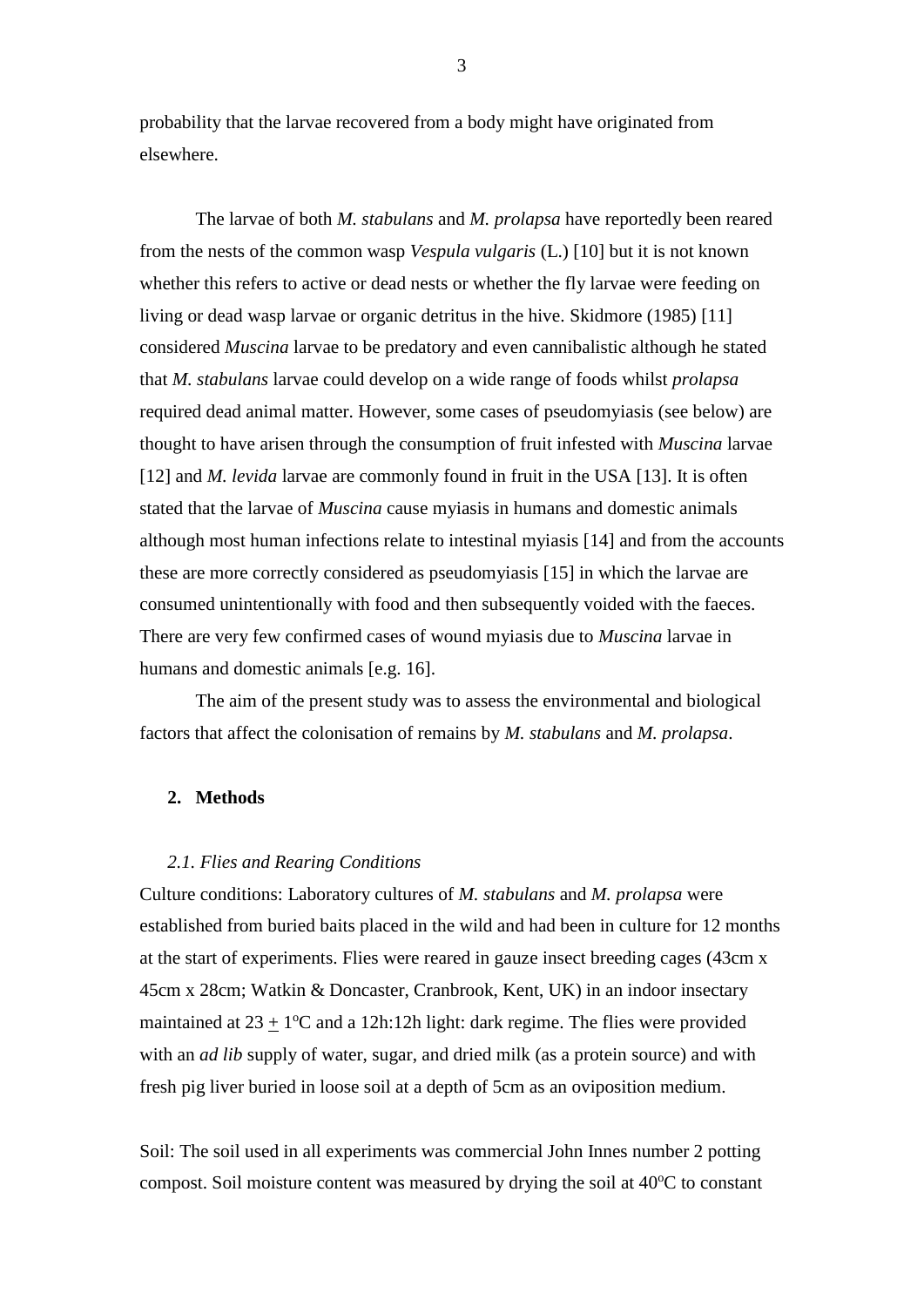probability that the larvae recovered from a body might have originated from elsewhere.

The larvae of both *M. stabulans* and *M. prolapsa* have reportedly been reared from the nests of the common wasp *Vespula vulgaris* (L.) [10] but it is not known whether this refers to active or dead nests or whether the fly larvae were feeding on living or dead wasp larvae or organic detritus in the hive. Skidmore (1985) [11] considered *Muscina* larvae to be predatory and even cannibalistic although he stated that *M. stabulans* larvae could develop on a wide range of foods whilst *prolapsa* required dead animal matter. However, some cases of pseudomyiasis (see below) are thought to have arisen through the consumption of fruit infested with *Muscina* larvae [12] and *M. levida* larvae are commonly found in fruit in the USA [13]. It is often stated that the larvae of *Muscina* cause myiasis in humans and domestic animals although most human infections relate to intestinal myiasis [14] and from the accounts these are more correctly considered as pseudomyiasis [15] in which the larvae are consumed unintentionally with food and then subsequently voided with the faeces. There are very few confirmed cases of wound myiasis due to *Muscina* larvae in humans and domestic animals [e.g. 16].

The aim of the present study was to assess the environmental and biological factors that affect the colonisation of remains by *M. stabulans* and *M. prolapsa*.

## 2. Methods

### *2.1. Flies and Rearing Conditions*

Culture conditions: Laboratory cultures of *M. stabulans* and *M. prolapsa* were established from buried baits placed in the wild and had been in culture for 12 months at the start of experiments. Flies were reared in gauze insect breeding cages (43cm x 45cm x 28cm; Watkin & Doncaster, Cranbrook, Kent, UK) in an indoor insectary maintained at 23 $\pm$ 1$^{o}$C and a 12h:12h light: dark regime. The flies were provided with an *ad lib* supply of water, sugar, and dried milk (as a protein source) and with fresh pig liver buried in loose soil at a depth of 5cm as an oviposition medium.

Soil: The soil used in all experiments was commercial John Innes number 2 potting compost. Soil moisture content was measured by drying the soil at 40$^{o}$C to constant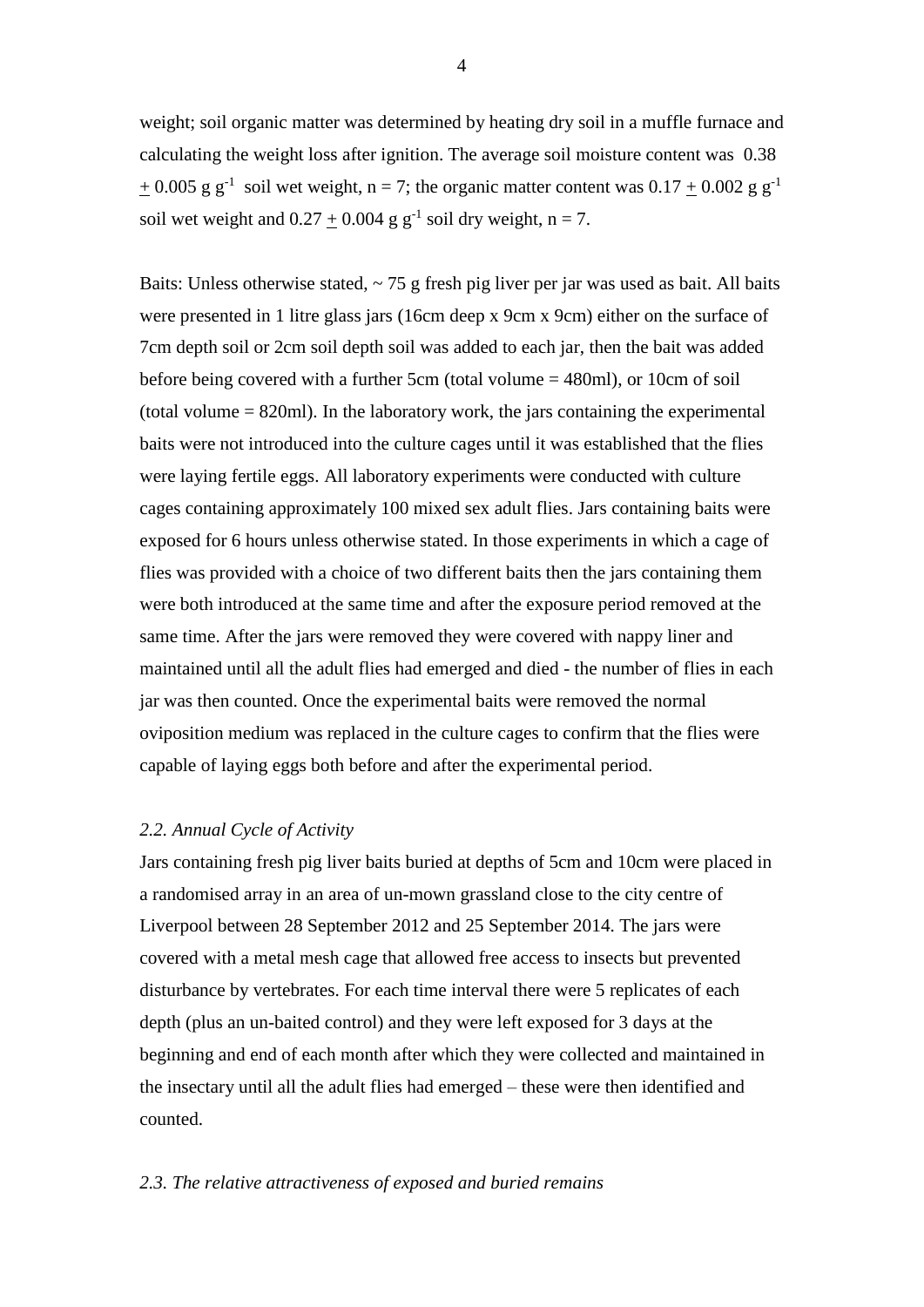weight; soil organic matter was determined by heating dry soil in a muffle furnace and calculating the weight loss after ignition. The average soil moisture content was 0.38 $\pm$ 0.005 g $g^{-1}$ soil wet weight, n = 7; the organic matter content was 0.17 $\pm$ 0.002 g $g^{-1}$ soil wet weight and 0.27 $\pm$ 0.004 g $g^{-1}$ soil dry weight, n = 7.

Baits: Unless otherwise stated, ~ 75 g fresh pig liver per jar was used as bait. All baits were presented in 1 litre glass jars (16cm deep x 9cm x 9cm) either on the surface of 7cm depth soil or 2cm soil depth soil was added to each jar, then the bait was added before being covered with a further 5cm (total volume = 480ml), or 10cm of soil (total volume = 820ml). In the laboratory work, the jars containing the experimental baits were not introduced into the culture cages until it was established that the flies were laying fertile eggs. All laboratory experiments were conducted with culture cages containing approximately 100 mixed sex adult flies. Jars containing baits were exposed for 6 hours unless otherwise stated. In those experiments in which a cage of flies was provided with a choice of two different baits then the jars containing them were both introduced at the same time and after the exposure period removed at the same time. After the jars were removed they were covered with nappy liner and maintained until all the adult flies had emerged and died - the number of flies in each jar was then counted. Once the experimental baits were removed the normal oviposition medium was replaced in the culture cages to confirm that the flies were capable of laying eggs both before and after the experimental period.

### *2.2. Annual Cycle of Activity*

Jars containing fresh pig liver baits buried at depths of 5cm and 10cm were placed in a randomised array in an area of un-mown grassland close to the city centre of Liverpool between 28 September 2012 and 25 September 2014. The jars were covered with a metal mesh cage that allowed free access to insects but prevented disturbance by vertebrates. For each time interval there were 5 replicates of each depth (plus an un-baited control) and they were left exposed for 3 days at the beginning and end of each month after which they were collected and maintained in the insectary until all the adult flies had emerged – these were then identified and counted.

### *2.3. The relative attractiveness of exposed and buried remains*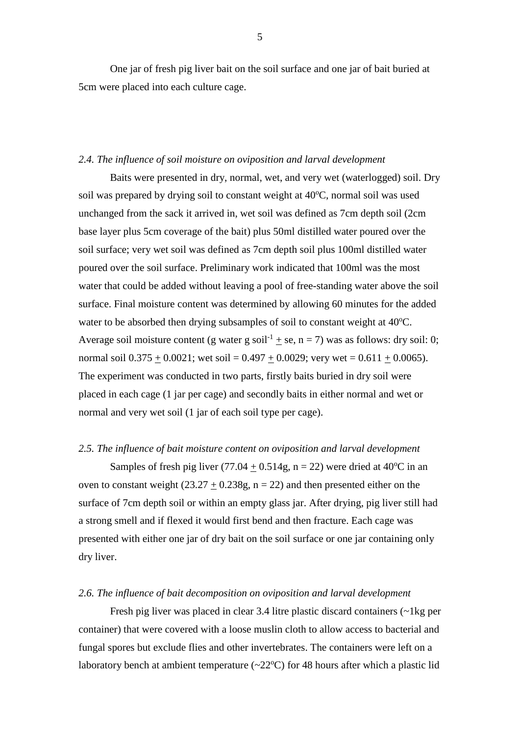One jar of fresh pig liver bait on the soil surface and one jar of bait buried at 5cm were placed into each culture cage.

*2.4. The influence of soil moisture on oviposition and larval development*

Baits were presented in dry, normal, wet, and very wet (waterlogged) soil. Dry soil was prepared by drying soil to constant weight at 40$^{o}$C, normal soil was used unchanged from the sack it arrived in, wet soil was defined as 7cm depth soil (2cm base layer plus 5cm coverage of the bait) plus 50ml distilled water poured over the soil surface; very wet soil was defined as 7cm depth soil plus 100ml distilled water poured over the soil surface. Preliminary work indicated that 100ml was the most water that could be added without leaving a pool of free-standing water above the soil surface. Final moisture content was determined by allowing 60 minutes for the added water to be absorbed then drying subsamples of soil to constant weight at 40$^{o}$C. Average soil moisture content (g water g soil$^{-1}$ $\pm$ se, n = 7) was as follows: dry soil: 0; normal soil 0.375 $\pm$ 0.0021; wet soil = 0.497 $\pm$ 0.0029; very wet = 0.611 $\pm$ 0.0065). The experiment was conducted in two parts, firstly baits buried in dry soil were placed in each cage (1 jar per cage) and secondly baits in either normal and wet or normal and very wet soil (1 jar of each soil type per cage).

*2.5. The influence of bait moisture content on oviposition and larval development*

Samples of fresh pig liver (77.04 $\pm$ 0.514g, n = 22) were dried at 40$^{o}$C in an oven to constant weight (23.27 $\pm$ 0.238g, n = 22) and then presented either on the surface of 7cm depth soil or within an empty glass jar. After drying, pig liver still had a strong smell and if flexed it would first bend and then fracture. Each cage was presented with either one jar of dry bait on the soil surface or one jar containing only dry liver.

*2.6. The influence of bait decomposition on oviposition and larval development*

Fresh pig liver was placed in clear 3.4 litre plastic discard containers (~1kg per container) that were covered with a loose muslin cloth to allow access to bacterial and fungal spores but exclude flies and other invertebrates. The containers were left on a laboratory bench at ambient temperature (~22$^{o}$C) for 48 hours after which a plastic lid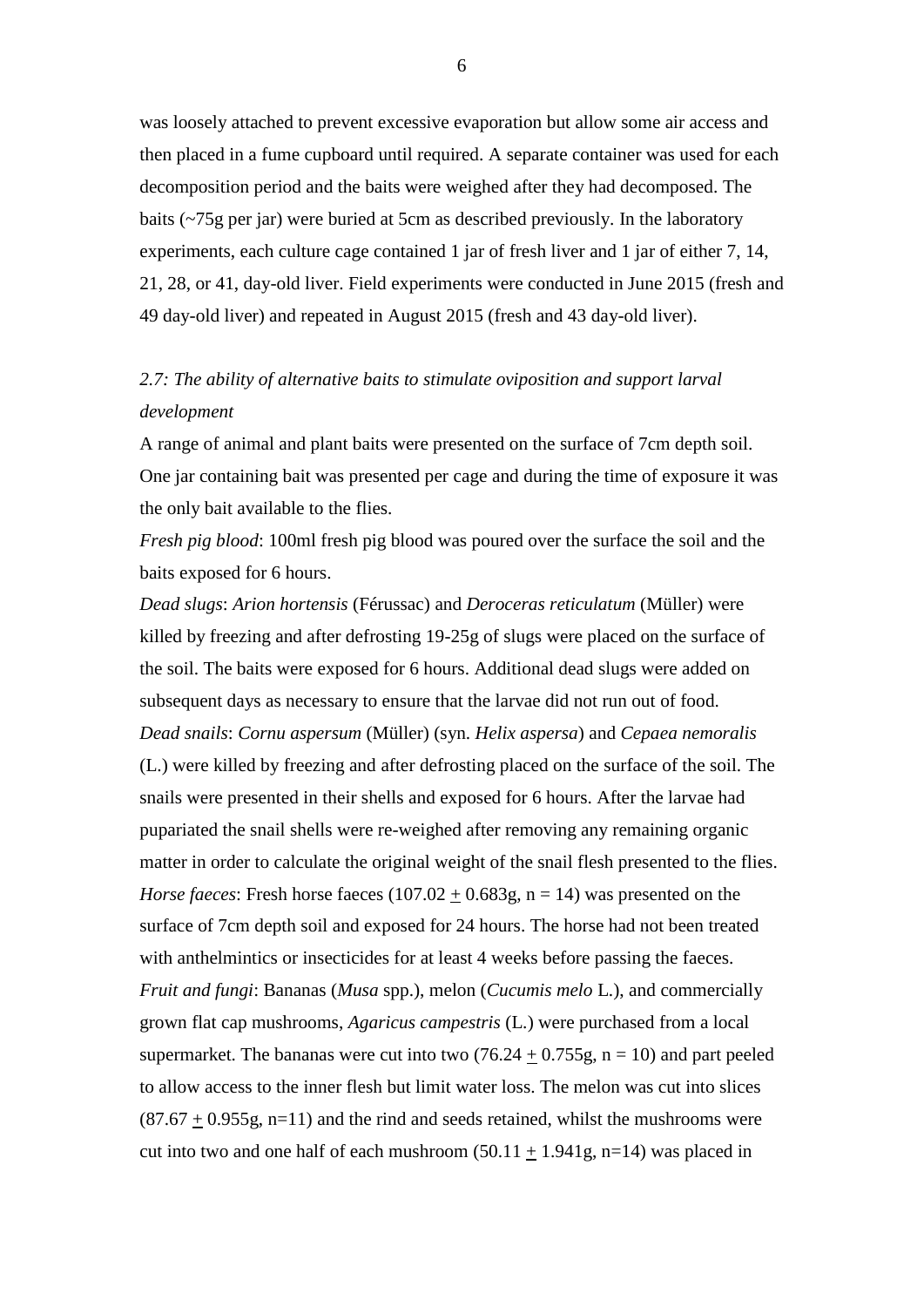was loosely attached to prevent excessive evaporation but allow some air access and then placed in a fume cupboard until required. A separate container was used for each decomposition period and the baits were weighed after they had decomposed. The baits (~75g per jar) were buried at 5cm as described previously. In the laboratory experiments, each culture cage contained 1 jar of fresh liver and 1 jar of either 7, 14, 21, 28, or 41, day-old liver. Field experiments were conducted in June 2015 (fresh and 49 day-old liver) and repeated in August 2015 (fresh and 43 day-old liver).

### *2.7: The ability of alternative baits to stimulate oviposition and support larval development*

A range of animal and plant baits were presented on the surface of 7cm depth soil. One jar containing bait was presented per cage and during the time of exposure it was the only bait available to the flies.

*Fresh pig blood*: 100ml fresh pig blood was poured over the surface the soil and the baits exposed for 6 hours.

*Dead slugs*: *Arion hortensis* (Férussac) and *Deroceras reticulatum* (Müller) were killed by freezing and after defrosting 19-25g of slugs were placed on the surface of the soil. The baits were exposed for 6 hours. Additional dead slugs were added on subsequent days as necessary to ensure that the larvae did not run out of food.

*Dead snails*: *Cornu aspersum* (Müller) (syn. *Helix aspersa*) and *Cepaea nemoralis* (L.) were killed by freezing and after defrosting placed on the surface of the soil. The snails were presented in their shells and exposed for 6 hours. After the larvae had pupariated the snail shells were re-weighed after removing any remaining organic matter in order to calculate the original weight of the snail flesh presented to the flies.

*Horse faeces*: Fresh horse faeces (107.02 $\pm$ 0.683g, n = 14) was presented on the surface of 7cm depth soil and exposed for 24 hours. The horse had not been treated with anthelmintics or insecticides for at least 4 weeks before passing the faeces.

*Fruit and fungi*: Bananas (*Musa* spp.), melon (*Cucumis melo* L.), and commercially grown flat cap mushrooms, *Agaricus campestris* (L.) were purchased from a local supermarket. The bananas were cut into two (76.24 $\pm$ 0.755g, n = 10) and part peeled to allow access to the inner flesh but limit water loss. The melon was cut into slices (87.67 $\pm$ 0.955g, n=11) and the rind and seeds retained, whilst the mushrooms were cut into two and one half of each mushroom (50.11 $\pm$ 1.941g, n=14) was placed in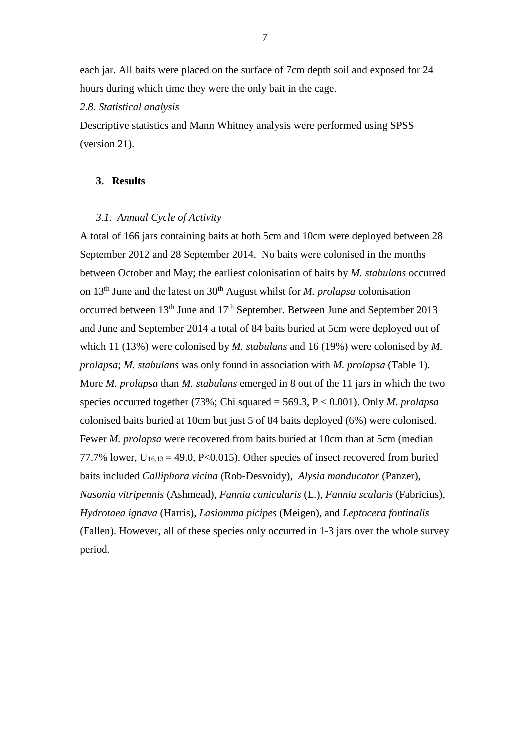each jar. All baits were placed on the surface of 7cm depth soil and exposed for 24 hours during which time they were the only bait in the cage.

*2.8. Statistical analysis*

Descriptive statistics and Mann Whitney analysis were performed using SPSS (version 21).

## 3. Results

### *3.1. Annual Cycle of Activity*

A total of 166 jars containing baits at both 5cm and 10cm were deployed between 28 September 2012 and 28 September 2014. No baits were colonised in the months between October and May; the earliest colonisation of baits by *M. stabulans* occurred on 13$^{th}$ June and the latest on 30$^{th}$ August whilst for *M. prolapsa* colonisation occurred between 13$^{th}$ June and 17$^{th}$ September. Between June and September 2013 and June and September 2014 a total of 84 baits buried at 5cm were deployed out of which 11 (13%) were colonised by *M. stabulans* and 16 (19%) were colonised by *M. prolapsa*; *M. stabulans* was only found in association with *M. prolapsa* (Table 1). More *M. prolapsa* than *M. stabulans* emerged in 8 out of the 11 jars in which the two species occurred together (73%; Chi squared = 569.3, $P < 0.001$). Only *M. prolapsa* colonised baits buried at 10cm but just 5 of 84 baits deployed (6%) were colonised. Fewer *M. prolapsa* were recovered from baits buried at 10cm than at 5cm (median 77.7% lower, $U_{16,13} = 49.0$, $P<0.015$). Other species of insect recovered from buried baits included *Calliphora vicina* (Rob-Desvoidy), *Alysia manducator* (Panzer), *Nasonia vitripennis* (Ashmead), *Fannia canicularis* (L.), *Fannia scalaris* (Fabricius), *Hydrotaea ignava* (Harris), *Lasiomma picipes* (Meigen), and *Leptocera fontinalis* (Fallen). However, all of these species only occurred in 1-3 jars over the whole survey period.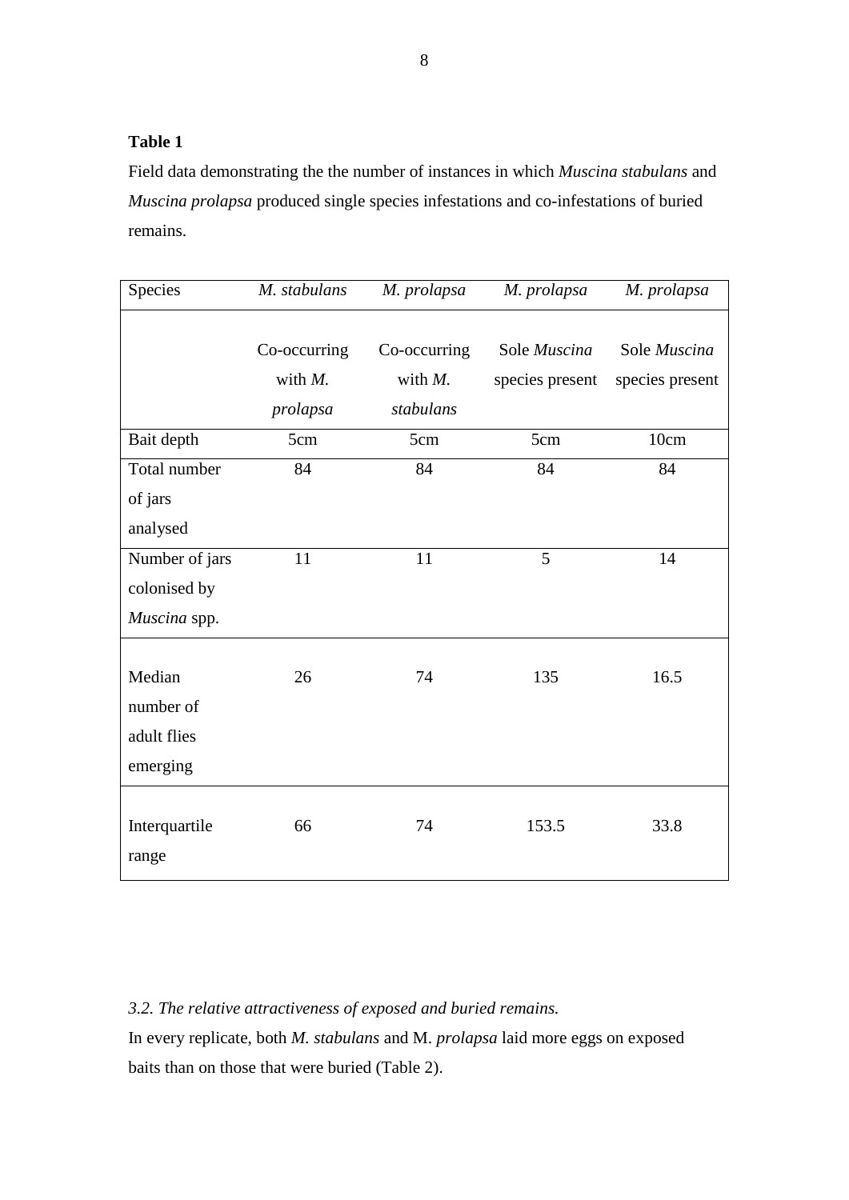**Table 1**

Field data demonstrating the the number of instances in which *Muscina stabulans* and *Muscina prolapsa* produced single species infestations and co-infestations of buried remains.

| Species | *M. stabulans* | *M. prolapsa* | *M. prolapsa* | *M. prolapsa* |
|---|---|---|---|---|
| | Co-occurring with *M. prolapsa* | Co-occurring with *M. stabulans* | Sole *Muscina* species present | Sole *Muscina* species present |
| Bait depth | 5cm | 5cm | 5cm | 10cm |
| Total number of jars analysed | 84 | 84 | 84 | 84 |
| Number of jars colonised by *Muscina* spp. | 11 | 11 | 5 | 14 |
| Median number of adult flies emerging | 26 | 74 | 135 | 16.5 |
| Interquartile range | 66 | 74 | 153.5 | 33.8 |

*3.2. The relative attractiveness of exposed and buried remains.*

In every replicate, both *M. stabulans* and M. *prolapsa* laid more eggs on exposed baits than on those that were buried (Table 2).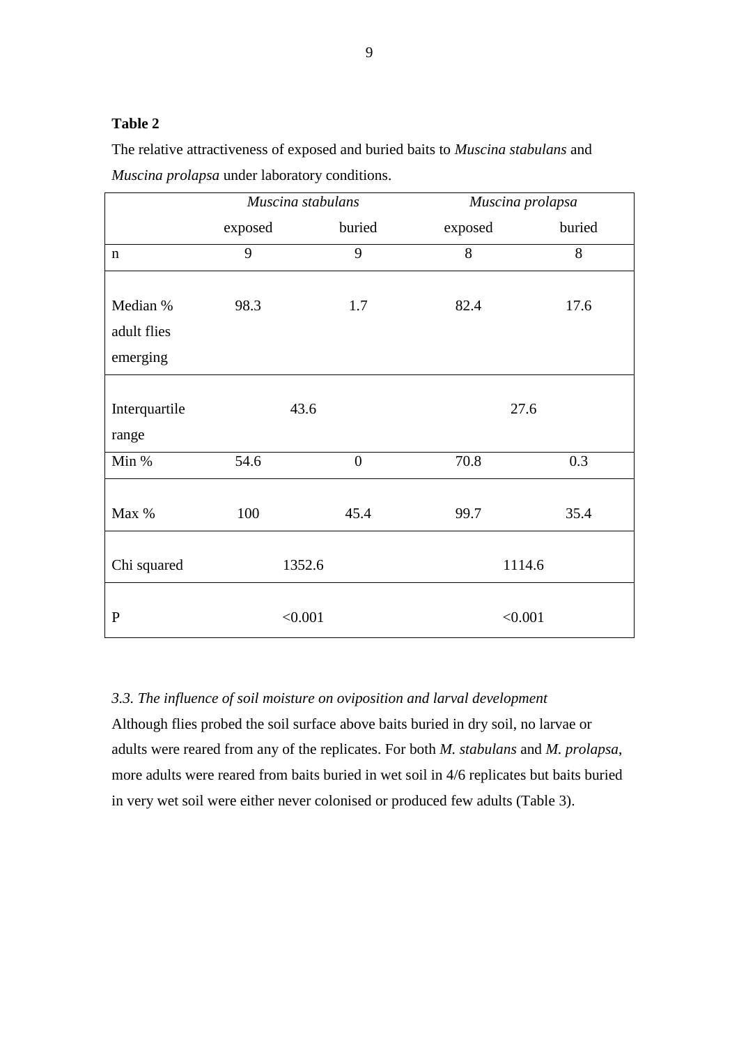**Table 2**

The relative attractiveness of exposed and buried baits to *Muscina stabulans* and *Muscina prolapsa* under laboratory conditions.

| | *Muscina stabulans* | | *Muscina prolapsa* | |
|---|---|---|---|---|
| | exposed | buried | exposed | buried |
| n | 9 | 9 | 8 | 8 |
| Median % adult flies emerging | 98.3 | 1.7 | 82.4 | 17.6 |
| Interquartile range | 43.6 | | 27.6 | |
| Min % | 54.6 | 0 | 70.8 | 0.3 |
| Max % | 100 | 45.4 | 99.7 | 35.4 |
| Chi squared | 1352.6 | | 1114.6 | |
| P | <0.001 | | <0.001 | |

*3.3. The influence of soil moisture on oviposition and larval development*

Although flies probed the soil surface above baits buried in dry soil, no larvae or adults were reared from any of the replicates. For both *M. stabulans* and *M. prolapsa*, more adults were reared from baits buried in wet soil in 4/6 replicates but baits buried in very wet soil were either never colonised or produced few adults (Table 3).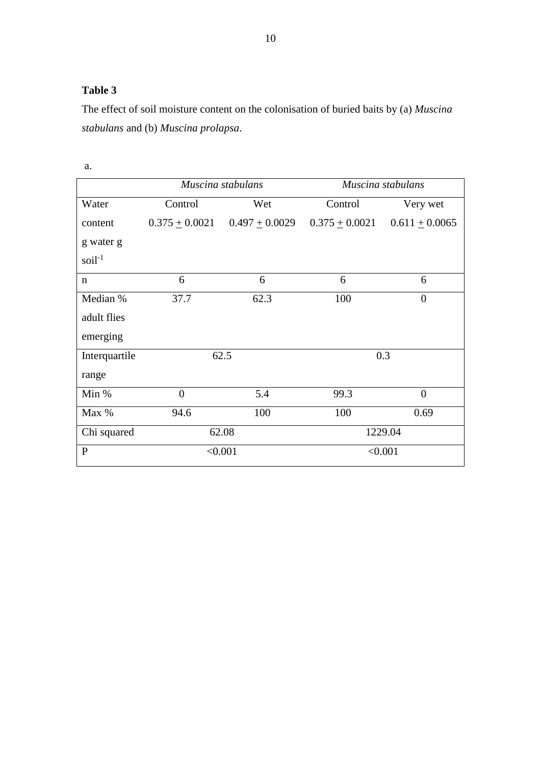**Table 3**

The effect of soil moisture content on the colonisation of buried baits by (a) *Muscina stabulans* and (b) *Muscina prolapsa*.

a.

| | *Muscina stabulans* | | *Muscina stabulans* | |
|---|---|---|---|---|
| Water content g water g soil$^{-1}$ | Control 0.375 $\pm$ 0.0021 | Wet 0.497 $\pm$ 0.0029 | Control 0.375 $\pm$ 0.0021 | Very wet 0.611 $\pm$ 0.0065 |
| n | 6 | 6 | 6 | 6 |
| Median % adult flies emerging | 37.7 | 62.3 | 100 | 0 |
| Interquartile range | 62.5 | | 0.3 | |
| Min % | 0 | 5.4 | 99.3 | 0 |
| Max % | 94.6 | 100 | 100 | 0.69 |
| Chi squared | 62.08 | | 1229.04 | |
| P | <0.001 | | <0.001 | |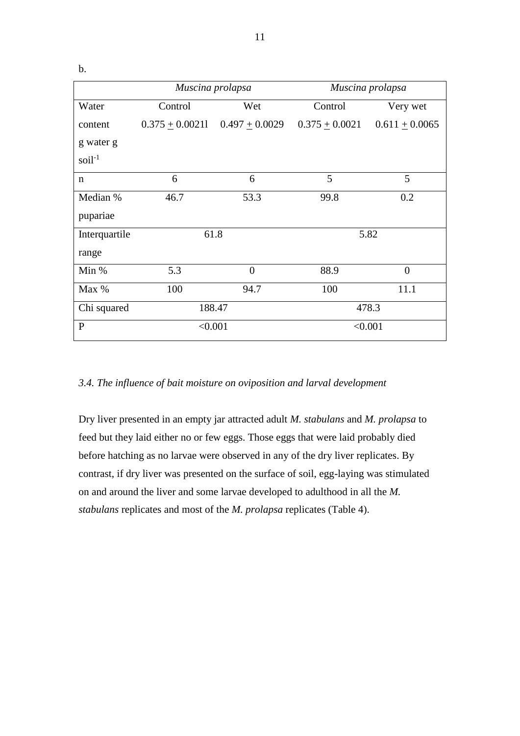b.

| | *Muscina prolapsa* | | *Muscina prolapsa* | |
|---|---|---|---|---|
| Water content g water g soil$^{-1}$ | Control<br>0.375 $\pm$ 0.0021l | Wet<br>0.497 $\pm$ 0.0029 | Control<br>0.375 $\pm$ 0.0021 | Very wet<br>0.611 $\pm$ 0.0065 |
| n | 6 | 6 | 5 | 5 |
| Median % pupariae | 46.7 | 53.3 | 99.8 | 0.2 |
| Interquartile range | 61.8 | | 5.82 | |
| Min % | 5.3 | 0 | 88.9 | 0 |
| Max % | 100 | 94.7 | 100 | 11.1 |
| Chi squared | 188.47 | | 478.3 | |
| P | <0.001 | | <0.001 | |

*3.4. The influence of bait moisture on oviposition and larval development*

Dry liver presented in an empty jar attracted adult *M. stabulans* and *M. prolapsa* to feed but they laid either no or few eggs. Those eggs that were laid probably died before hatching as no larvae were observed in any of the dry liver replicates. By contrast, if dry liver was presented on the surface of soil, egg-laying was stimulated on and around the liver and some larvae developed to adulthood in all the *M. stabulans* replicates and most of the *M. prolapsa* replicates (Table 4).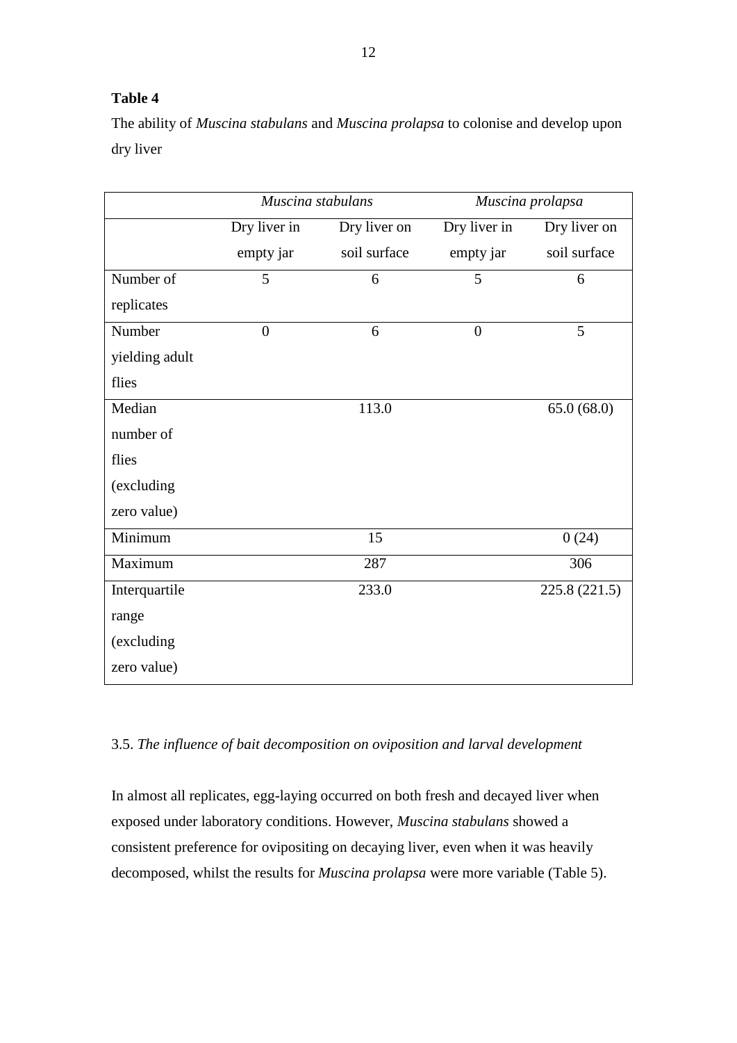**Table 4**

The ability of *Muscina stabulans* and *Muscina prolapsa* to colonise and develop upon dry liver

| | *Muscina stabulans* | | *Muscina prolapsa* | |
|---|---|---|---|---|
| | Dry liver in empty jar | Dry liver on soil surface | Dry liver in empty jar | Dry liver on soil surface |
| Number of replicates | 5 | 6 | 5 | 6 |
| Number yielding adult flies | 0 | 6 | 0 | 5 |
| Median number of flies (excluding zero value) | | 113.0 | | 65.0 (68.0) |
| Minimum | | 15 | | 0 (24) |
| Maximum | | 287 | | 306 |
| Interquartile range (excluding zero value) | | 233.0 | | 225.8 (221.5) |

### 3.5. *The influence of bait decomposition on oviposition and larval development*

In almost all replicates, egg-laying occurred on both fresh and decayed liver when exposed under laboratory conditions. However, *Muscina stabulans* showed a consistent preference for ovipositing on decaying liver, even when it was heavily decomposed, whilst the results for *Muscina prolapsa* were more variable (Table 5).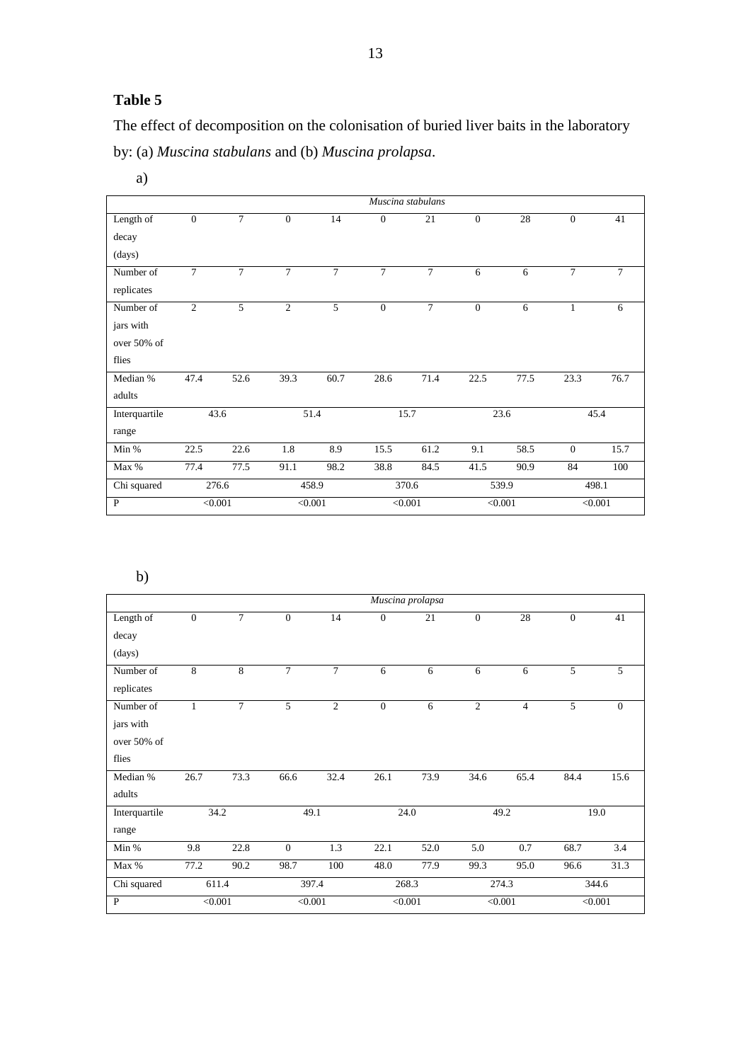**Table 5**

The effect of decomposition on the colonisation of buried liver baits in the laboratory by: (a) *Muscina stabulans* and (b) *Muscina prolapsa*.

a)

| | *Muscina stabulans* | | | | | | | | | |
|---|---|---|---|---|---|---|---|---|---|---|
| Length of decay (days) | 0 | 7 | 0 | 14 | 0 | 21 | 0 | 28 | 0 | 41 |
| Number of replicates | 7 | 7 | 7 | 7 | 7 | 7 | 6 | 6 | 7 | 7 |
| Number of jars with over 50% of flies | 2 | 5 | 2 | 5 | 0 | 7 | 0 | 6 | 1 | 6 |
| Median % adults | 47.4 | 52.6 | 39.3 | 60.7 | 28.6 | 71.4 | 22.5 | 77.5 | 23.3 | 76.7 |
| Interquartile range | 43.6 | | 51.4 | | 15.7 | | 23.6 | | 45.4 | |
| Min % | 22.5 | 22.6 | 1.8 | 8.9 | 15.5 | 61.2 | 9.1 | 58.5 | 0 | 15.7 |
| Max % | 77.4 | 77.5 | 91.1 | 98.2 | 38.8 | 84.5 | 41.5 | 90.9 | 84 | 100 |
| Chi squared | 276.6 | | 458.9 | | 370.6 | | 539.9 | | 498.1 | |
| P | <0.001 | | <0.001 | | <0.001 | | <0.001 | | <0.001 | |

b)

| | *Muscina prolapsa* | | | | | | | | | |
|---|---|---|---|---|---|---|---|---|---|---|
| Length of decay (days) | 0 | 7 | 0 | 14 | 0 | 21 | 0 | 28 | 0 | 41 |
| Number of replicates | 8 | 8 | 7 | 7 | 6 | 6 | 6 | 6 | 5 | 5 |
| Number of jars with over 50% of flies | 1 | 7 | 5 | 2 | 0 | 6 | 2 | 4 | 5 | 0 |
| Median % adults | 26.7 | 73.3 | 66.6 | 32.4 | 26.1 | 73.9 | 34.6 | 65.4 | 84.4 | 15.6 |
| Interquartile range | 34.2 | | 49.1 | | 24.0 | | 49.2 | | 19.0 | |
| Min % | 9.8 | 22.8 | 0 | 1.3 | 22.1 | 52.0 | 5.0 | 0.7 | 68.7 | 3.4 |
| Max % | 77.2 | 90.2 | 98.7 | 100 | 48.0 | 77.9 | 99.3 | 95.0 | 96.6 | 31.3 |
| Chi squared | 611.4 | | 397.4 | | 268.3 | | 274.3 | | 344.6 | |
| P | <0.001 | | <0.001 | | <0.001 | | <0.001 | | <0.001 | |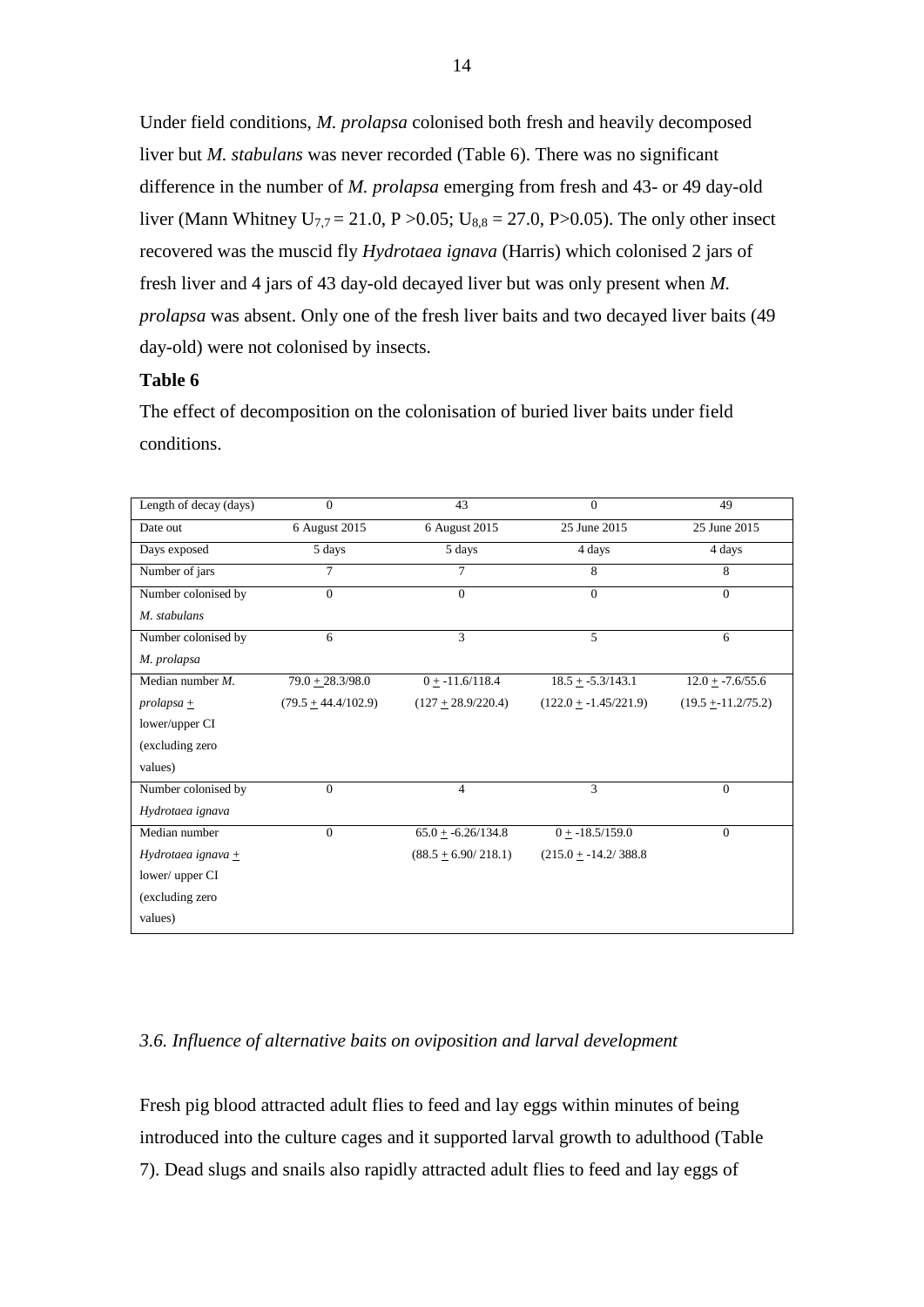Under field conditions, *M. prolapsa* colonised both fresh and heavily decomposed liver but *M. stabulans* was never recorded (Table 6). There was no significant difference in the number of *M. prolapsa* emerging from fresh and 43- or 49 day-old liver (Mann Whitney $U_{7,7} = 21.0$, $P > 0.05$; $U_{8,8} = 27.0$, $P > 0.05$). The only other insect recovered was the muscid fly *Hydrotaea ignava* (Harris) which colonised 2 jars of fresh liver and 4 jars of 43 day-old decayed liver but was only present when *M. prolapsa* was absent. Only one of the fresh liver baits and two decayed liver baits (49 day-old) were not colonised by insects.

**Table 6**

The effect of decomposition on the colonisation of buried liver baits under field conditions.

| Length of decay (days) | 0 | 43 | 0 | 49 |
|---|---|---|---|---|
| Date out | 6 August 2015 | 6 August 2015 | 25 June 2015 | 25 June 2015 |
| Days exposed | 5 days | 5 days | 4 days | 4 days |
| Number of jars | 7 | 7 | 8 | 8 |
| Number colonised by *M. stabulans* | 0 | 0 | 0 | 0 |
| Number colonised by *M. prolapsa* | 6 | 3 | 5 | 6 |
| Median number *M. prolapsa* ± lower/upper CI (excluding zero values) | 79.0 ± 28.3/98.0 (79.5 ± 44.4/102.9) | 0 ± -11.6/118.4 (127 ± 28.9/220.4) | 18.5 ± -5.3/143.1 (122.0 ± -1.45/221.9) | 12.0 ± -7.6/55.6 (19.5 ±-11.2/75.2) |
| Number colonised by *Hydrotaea ignava* | 0 | 4 | 3 | 0 |
| Median number *Hydrotaea ignava* ± lower/ upper CI (excluding zero values) | 0 | 65.0 ± -6.26/134.8 (88.5 ± 6.90/ 218.1) | 0 ± -18.5/159.0 (215.0 ± -14.2/ 388.8 | 0 |

*3.6. Influence of alternative baits on oviposition and larval development*

Fresh pig blood attracted adult flies to feed and lay eggs within minutes of being introduced into the culture cages and it supported larval growth to adulthood (Table 7). Dead slugs and snails also rapidly attracted adult flies to feed and lay eggs of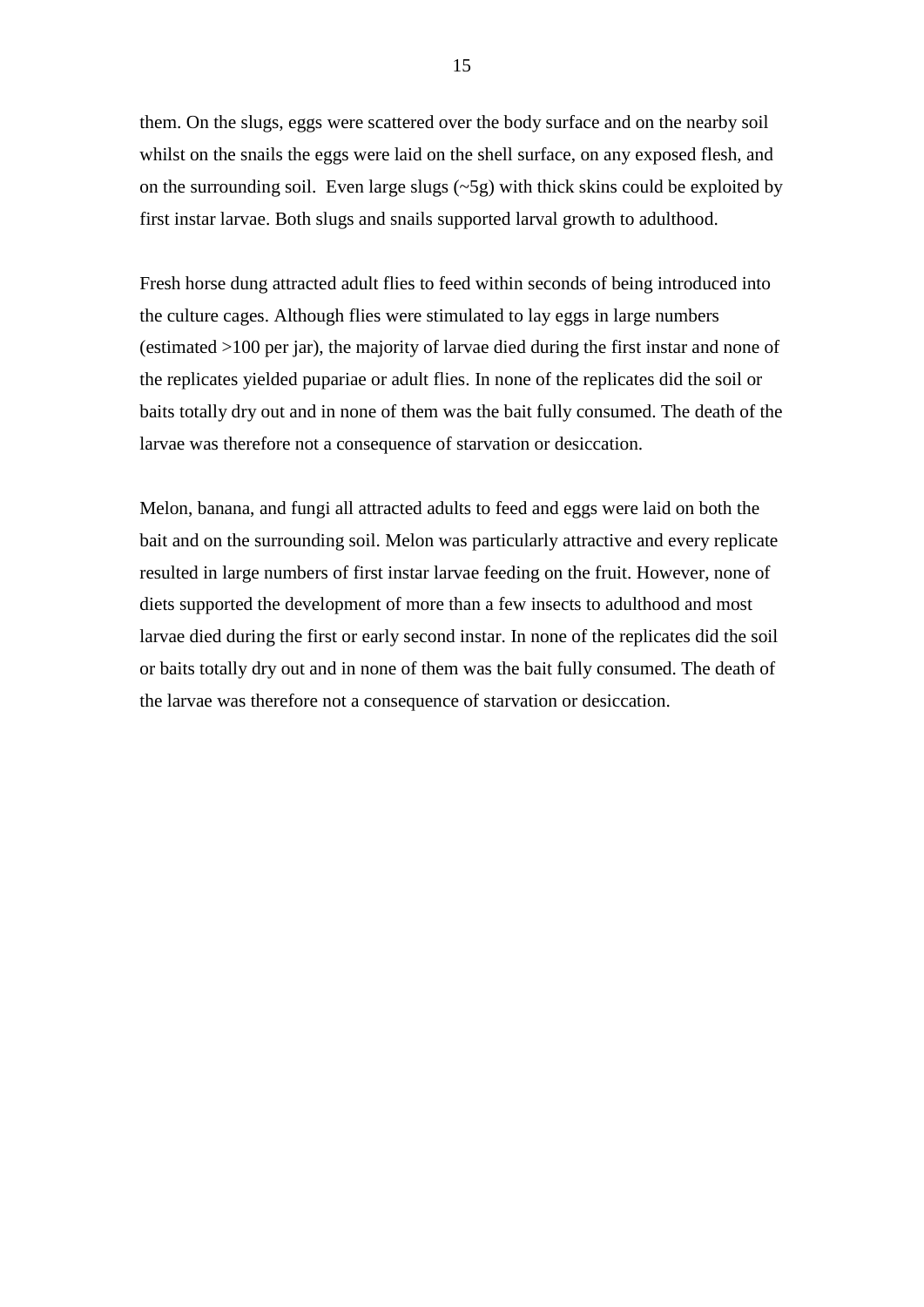them. On the slugs, eggs were scattered over the body surface and on the nearby soil whilst on the snails the eggs were laid on the shell surface, on any exposed flesh, and on the surrounding soil. Even large slugs (~5g) with thick skins could be exploited by first instar larvae. Both slugs and snails supported larval growth to adulthood.

Fresh horse dung attracted adult flies to feed within seconds of being introduced into the culture cages. Although flies were stimulated to lay eggs in large numbers (estimated >100 per jar), the majority of larvae died during the first instar and none of the replicates yielded pupariae or adult flies. In none of the replicates did the soil or baits totally dry out and in none of them was the bait fully consumed. The death of the larvae was therefore not a consequence of starvation or desiccation.

Melon, banana, and fungi all attracted adults to feed and eggs were laid on both the bait and on the surrounding soil. Melon was particularly attractive and every replicate resulted in large numbers of first instar larvae feeding on the fruit. However, none of diets supported the development of more than a few insects to adulthood and most larvae died during the first or early second instar. In none of the replicates did the soil or baits totally dry out and in none of them was the bait fully consumed. The death of the larvae was therefore not a consequence of starvation or desiccation.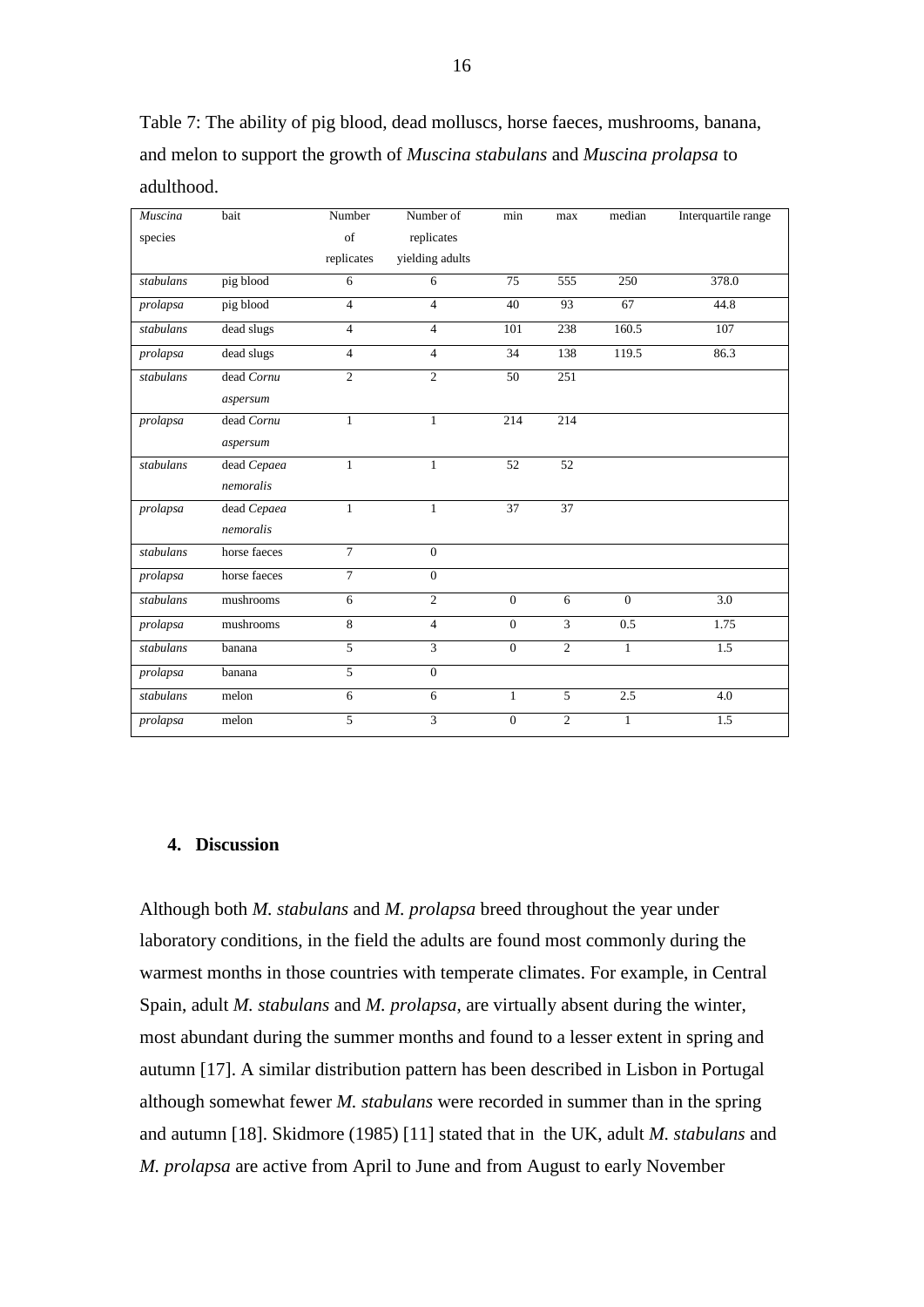Table 7: The ability of pig blood, dead molluscs, horse faeces, mushrooms, banana, and melon to support the growth of *Muscina stabulans* and *Muscina prolapsa* to adulthood.

| *Muscina* species | bait | Number of replicates | Number of replicates yielding adults | min | max | median | Interquartile range |
|---|---|---|---|---|---|---|---|
| *stabulans* | pig blood | 6 | 6 | 75 | 555 | 250 | 378.0 |
| *prolapsa* | pig blood | 4 | 4 | 40 | 93 | 67 | 44.8 |
| *stabulans* | dead slugs | 4 | 4 | 101 | 238 | 160.5 | 107 |
| *prolapsa* | dead slugs | 4 | 4 | 34 | 138 | 119.5 | 86.3 |
| *stabulans* | dead *Cornu aspersum* | 2 | 2 | 50 | 251 | | |
| *prolapsa* | dead *Cornu aspersum* | 1 | 1 | 214 | 214 | | |
| *stabulans* | dead *Cepaea nemoralis* | 1 | 1 | 52 | 52 | | |
| *prolapsa* | dead *Cepaea nemoralis* | 1 | 1 | 37 | 37 | | |
| *stabulans* | horse faeces | 7 | 0 | | | | |
| *prolapsa* | horse faeces | 7 | 0 | | | | |
| *stabulans* | mushrooms | 6 | 2 | 0 | 6 | 0 | 3.0 |
| *prolapsa* | mushrooms | 8 | 4 | 0 | 3 | 0.5 | 1.75 |
| *stabulans* | banana | 5 | 3 | 0 | 2 | 1 | 1.5 |
| *prolapsa* | banana | 5 | 0 | | | | |
| *stabulans* | melon | 6 | 6 | 1 | 5 | 2.5 | 4.0 |
| *prolapsa* | melon | 5 | 3 | 0 | 2 | 1 | 1.5 |

## 4. Discussion

Although both *M. stabulans* and *M. prolapsa* breed throughout the year under laboratory conditions, in the field the adults are found most commonly during the warmest months in those countries with temperate climates. For example, in Central Spain, adult *M. stabulans* and *M. prolapsa*, are virtually absent during the winter, most abundant during the summer months and found to a lesser extent in spring and autumn [17]. A similar distribution pattern has been described in Lisbon in Portugal although somewhat fewer *M. stabulans* were recorded in summer than in the spring and autumn [18]. Skidmore (1985) [11] stated that in the UK, adult *M. stabulans* and *M. prolapsa* are active from April to June and from August to early November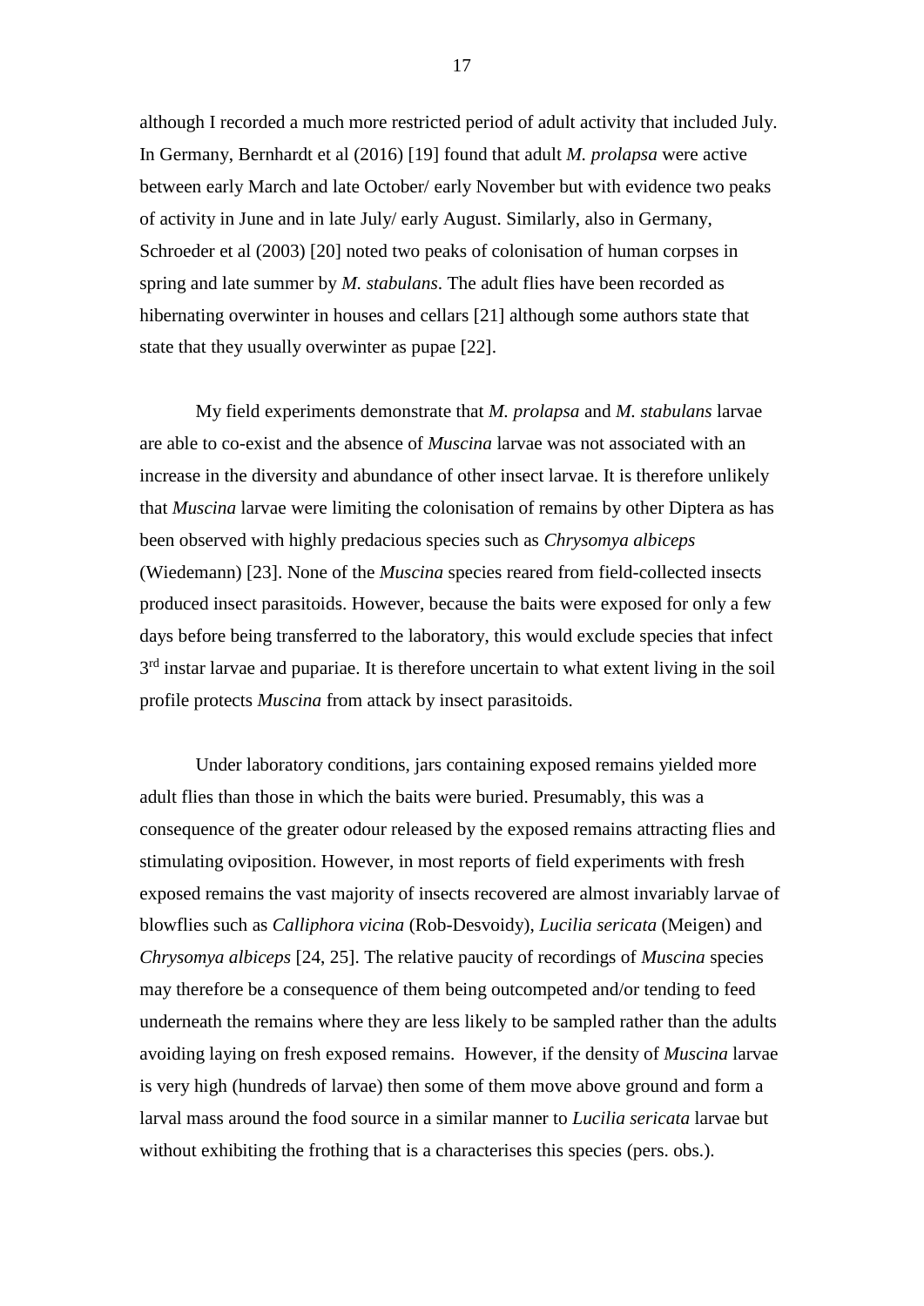although I recorded a much more restricted period of adult activity that included July. In Germany, Bernhardt et al (2016) [19] found that adult *M. prolapsa* were active between early March and late October/ early November but with evidence two peaks of activity in June and in late July/ early August. Similarly, also in Germany, Schroeder et al (2003) [20] noted two peaks of colonisation of human corpses in spring and late summer by *M. stabulans*. The adult flies have been recorded as hibernating overwinter in houses and cellars [21] although some authors state that state that they usually overwinter as pupae [22].

My field experiments demonstrate that *M. prolapsa* and *M. stabulans* larvae are able to co-exist and the absence of *Muscina* larvae was not associated with an increase in the diversity and abundance of other insect larvae. It is therefore unlikely that *Muscina* larvae were limiting the colonisation of remains by other Diptera as has been observed with highly predacious species such as *Chrysomya albiceps* (Wiedemann) [23]. None of the *Muscina* species reared from field-collected insects produced insect parasitoids. However, because the baits were exposed for only a few days before being transferred to the laboratory, this would exclude species that infect 3rd instar larvae and pupariae. It is therefore uncertain to what extent living in the soil profile protects *Muscina* from attack by insect parasitoids.

Under laboratory conditions, jars containing exposed remains yielded more adult flies than those in which the baits were buried. Presumably, this was a consequence of the greater odour released by the exposed remains attracting flies and stimulating oviposition. However, in most reports of field experiments with fresh exposed remains the vast majority of insects recovered are almost invariably larvae of blowflies such as *Calliphora vicina* (Rob-Desvoidy), *Lucilia sericata* (Meigen) and *Chrysomya albiceps* [24, 25]. The relative paucity of recordings of *Muscina* species may therefore be a consequence of them being outcompeted and/or tending to feed underneath the remains where they are less likely to be sampled rather than the adults avoiding laying on fresh exposed remains. However, if the density of *Muscina* larvae is very high (hundreds of larvae) then some of them move above ground and form a larval mass around the food source in a similar manner to *Lucilia sericata* larvae but without exhibiting the frothing that is a characterises this species (pers. obs.).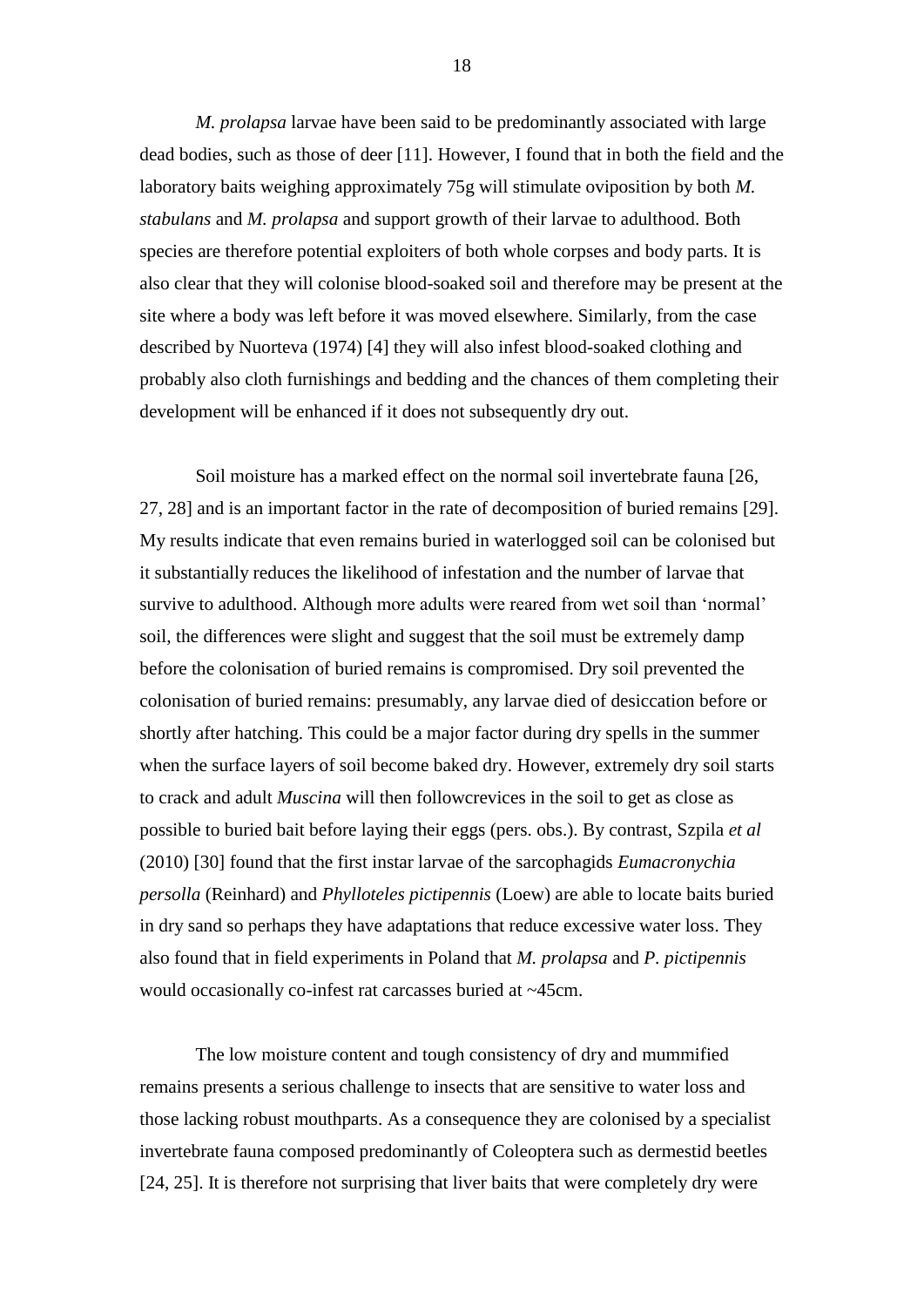*M. prolapsa* larvae have been said to be predominantly associated with large dead bodies, such as those of deer [11]. However, I found that in both the field and the laboratory baits weighing approximately 75g will stimulate oviposition by both *M. stabulans* and *M. prolapsa* and support growth of their larvae to adulthood. Both species are therefore potential exploiters of both whole corpses and body parts. It is also clear that they will colonise blood-soaked soil and therefore may be present at the site where a body was left before it was moved elsewhere. Similarly, from the case described by Nuorteva (1974) [4] they will also infest blood-soaked clothing and probably also cloth furnishings and bedding and the chances of them completing their development will be enhanced if it does not subsequently dry out.

Soil moisture has a marked effect on the normal soil invertebrate fauna [26, 27, 28] and is an important factor in the rate of decomposition of buried remains [29]. My results indicate that even remains buried in waterlogged soil can be colonised but it substantially reduces the likelihood of infestation and the number of larvae that survive to adulthood. Although more adults were reared from wet soil than 'normal' soil, the differences were slight and suggest that the soil must be extremely damp before the colonisation of buried remains is compromised. Dry soil prevented the colonisation of buried remains: presumably, any larvae died of desiccation before or shortly after hatching. This could be a major factor during dry spells in the summer when the surface layers of soil become baked dry. However, extremely dry soil starts to crack and adult *Muscina* will then followcrevices in the soil to get as close as possible to buried bait before laying their eggs (pers. obs.). By contrast, Szpila *et al* (2010) [30] found that the first instar larvae of the sarcophagids *Eumacronychia persolla* (Reinhard) and *Phylloteles pictipennis* (Loew) are able to locate baits buried in dry sand so perhaps they have adaptations that reduce excessive water loss. They also found that in field experiments in Poland that *M. prolapsa* and *P. pictipennis* would occasionally co-infest rat carcasses buried at ~45cm.

The low moisture content and tough consistency of dry and mummified remains presents a serious challenge to insects that are sensitive to water loss and those lacking robust mouthparts. As a consequence they are colonised by a specialist invertebrate fauna composed predominantly of Coleoptera such as dermestid beetles [24, 25]. It is therefore not surprising that liver baits that were completely dry were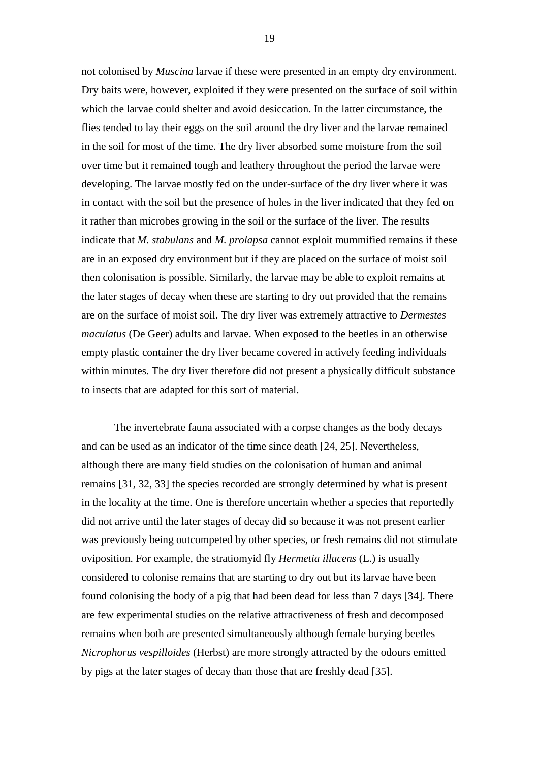not colonised by *Muscina* larvae if these were presented in an empty dry environment. Dry baits were, however, exploited if they were presented on the surface of soil within which the larvae could shelter and avoid desiccation. In the latter circumstance, the flies tended to lay their eggs on the soil around the dry liver and the larvae remained in the soil for most of the time. The dry liver absorbed some moisture from the soil over time but it remained tough and leathery throughout the period the larvae were developing. The larvae mostly fed on the under-surface of the dry liver where it was in contact with the soil but the presence of holes in the liver indicated that they fed on it rather than microbes growing in the soil or the surface of the liver. The results indicate that *M. stabulans* and *M. prolapsa* cannot exploit mummified remains if these are in an exposed dry environment but if they are placed on the surface of moist soil then colonisation is possible. Similarly, the larvae may be able to exploit remains at the later stages of decay when these are starting to dry out provided that the remains are on the surface of moist soil. The dry liver was extremely attractive to *Dermestes maculatus* (De Geer) adults and larvae. When exposed to the beetles in an otherwise empty plastic container the dry liver became covered in actively feeding individuals within minutes. The dry liver therefore did not present a physically difficult substance to insects that are adapted for this sort of material.

The invertebrate fauna associated with a corpse changes as the body decays and can be used as an indicator of the time since death [24, 25]. Nevertheless, although there are many field studies on the colonisation of human and animal remains [31, 32, 33] the species recorded are strongly determined by what is present in the locality at the time. One is therefore uncertain whether a species that reportedly did not arrive until the later stages of decay did so because it was not present earlier was previously being outcompeted by other species, or fresh remains did not stimulate oviposition. For example, the stratiomyid fly *Hermetia illucens* (L.) is usually considered to colonise remains that are starting to dry out but its larvae have been found colonising the body of a pig that had been dead for less than 7 days [34]. There are few experimental studies on the relative attractiveness of fresh and decomposed remains when both are presented simultaneously although female burying beetles *Nicrophorus vespilloides* (Herbst) are more strongly attracted by the odours emitted by pigs at the later stages of decay than those that are freshly dead [35].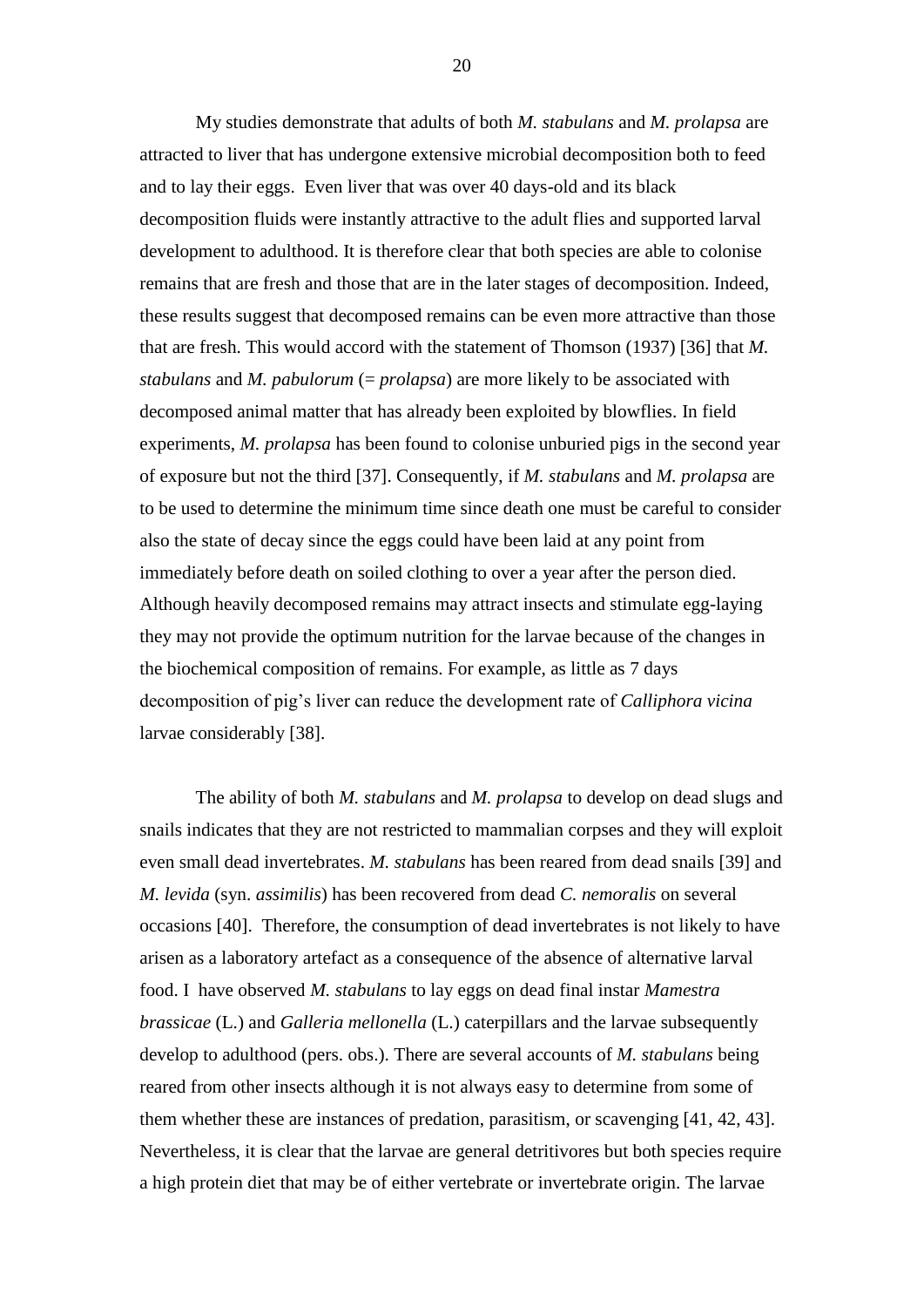My studies demonstrate that adults of both *M. stabulans* and *M. prolapsa* are attracted to liver that has undergone extensive microbial decomposition both to feed and to lay their eggs. Even liver that was over 40 days-old and its black decomposition fluids were instantly attractive to the adult flies and supported larval development to adulthood. It is therefore clear that both species are able to colonise remains that are fresh and those that are in the later stages of decomposition. Indeed, these results suggest that decomposed remains can be even more attractive than those that are fresh. This would accord with the statement of Thomson (1937) [36] that *M. stabulans* and *M. pabulorum* (= *prolapsa*) are more likely to be associated with decomposed animal matter that has already been exploited by blowflies. In field experiments, *M. prolapsa* has been found to colonise unburied pigs in the second year of exposure but not the third [37]. Consequently, if *M. stabulans* and *M. prolapsa* are to be used to determine the minimum time since death one must be careful to consider also the state of decay since the eggs could have been laid at any point from immediately before death on soiled clothing to over a year after the person died. Although heavily decomposed remains may attract insects and stimulate egg-laying they may not provide the optimum nutrition for the larvae because of the changes in the biochemical composition of remains. For example, as little as 7 days decomposition of pig's liver can reduce the development rate of *Calliphora vicina* larvae considerably [38].

The ability of both *M. stabulans* and *M. prolapsa* to develop on dead slugs and snails indicates that they are not restricted to mammalian corpses and they will exploit even small dead invertebrates. *M. stabulans* has been reared from dead snails [39] and *M. levida* (syn. *assimilis*) has been recovered from dead *C. nemoralis* on several occasions [40]. Therefore, the consumption of dead invertebrates is not likely to have arisen as a laboratory artefact as a consequence of the absence of alternative larval food. I have observed *M. stabulans* to lay eggs on dead final instar *Mamestra brassicae* (L.) and *Galleria mellonella* (L.) caterpillars and the larvae subsequently develop to adulthood (pers. obs.). There are several accounts of *M. stabulans* being reared from other insects although it is not always easy to determine from some of them whether these are instances of predation, parasitism, or scavenging [41, 42, 43]. Nevertheless, it is clear that the larvae are general detritivores but both species require a high protein diet that may be of either vertebrate or invertebrate origin. The larvae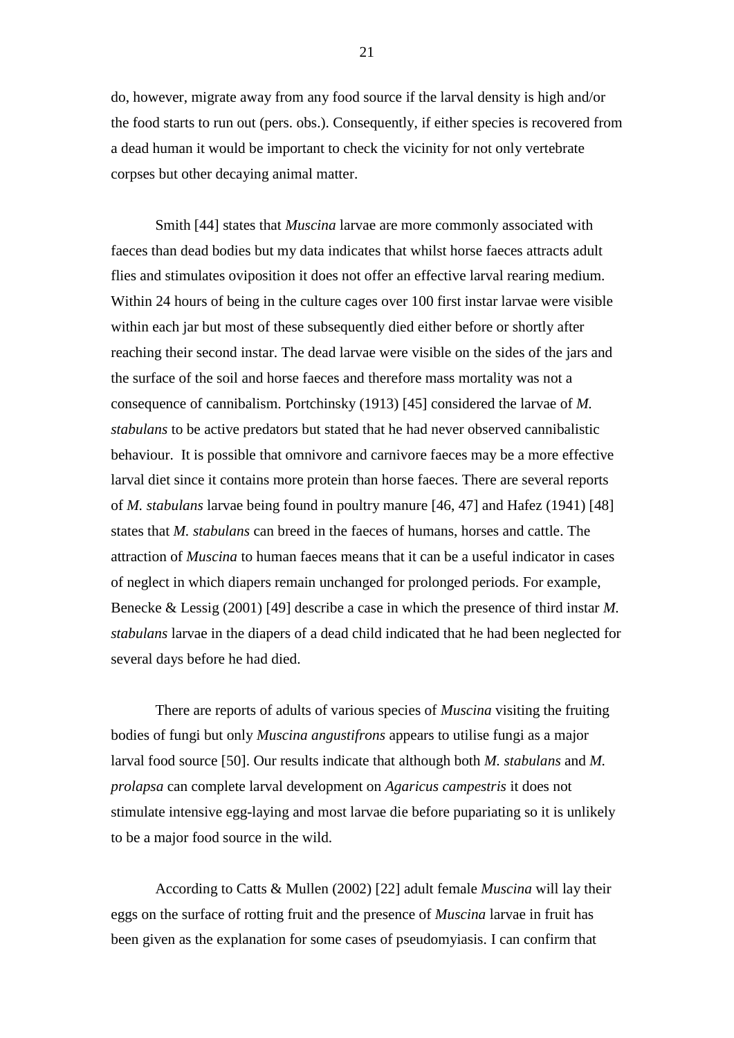do, however, migrate away from any food source if the larval density is high and/or the food starts to run out (pers. obs.). Consequently, if either species is recovered from a dead human it would be important to check the vicinity for not only vertebrate corpses but other decaying animal matter.

Smith [44] states that *Muscina* larvae are more commonly associated with faeces than dead bodies but my data indicates that whilst horse faeces attracts adult flies and stimulates oviposition it does not offer an effective larval rearing medium. Within 24 hours of being in the culture cages over 100 first instar larvae were visible within each jar but most of these subsequently died either before or shortly after reaching their second instar. The dead larvae were visible on the sides of the jars and the surface of the soil and horse faeces and therefore mass mortality was not a consequence of cannibalism. Portchinsky (1913) [45] considered the larvae of *M. stabulans* to be active predators but stated that he had never observed cannibalistic behaviour. It is possible that omnivore and carnivore faeces may be a more effective larval diet since it contains more protein than horse faeces. There are several reports of *M. stabulans* larvae being found in poultry manure [46, 47] and Hafez (1941) [48] states that *M. stabulans* can breed in the faeces of humans, horses and cattle. The attraction of *Muscina* to human faeces means that it can be a useful indicator in cases of neglect in which diapers remain unchanged for prolonged periods. For example, Benecke & Lessig (2001) [49] describe a case in which the presence of third instar *M. stabulans* larvae in the diapers of a dead child indicated that he had been neglected for several days before he had died.

There are reports of adults of various species of *Muscina* visiting the fruiting bodies of fungi but only *Muscina angustifrons* appears to utilise fungi as a major larval food source [50]. Our results indicate that although both *M. stabulans* and *M. prolapsa* can complete larval development on *Agaricus campestris* it does not stimulate intensive egg-laying and most larvae die before pupariating so it is unlikely to be a major food source in the wild.

According to Catts & Mullen (2002) [22] adult female *Muscina* will lay their eggs on the surface of rotting fruit and the presence of *Muscina* larvae in fruit has been given as the explanation for some cases of pseudomyiasis. I can confirm that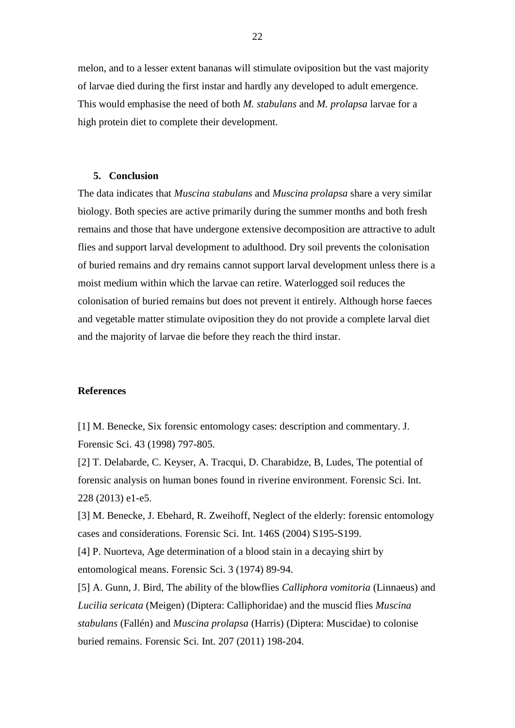melon, and to a lesser extent bananas will stimulate oviposition but the vast majority of larvae died during the first instar and hardly any developed to adult emergence. This would emphasise the need of both *M. stabulans* and *M. prolapsa* larvae for a high protein diet to complete their development.

## 5. Conclusion

The data indicates that *Muscina stabulans* and *Muscina prolapsa* share a very similar biology. Both species are active primarily during the summer months and both fresh remains and those that have undergone extensive decomposition are attractive to adult flies and support larval development to adulthood. Dry soil prevents the colonisation of buried remains and dry remains cannot support larval development unless there is a moist medium within which the larvae can retire. Waterlogged soil reduces the colonisation of buried remains but does not prevent it entirely. Although horse faeces and vegetable matter stimulate oviposition they do not provide a complete larval diet and the majority of larvae die before they reach the third instar.

## References

[1] M. Benecke, Six forensic entomology cases: description and commentary. J. Forensic Sci. 43 (1998) 797-805.

[2] T. Delabarde, C. Keyser, A. Tracqui, D. Charabidze, B, Ludes, The potential of forensic analysis on human bones found in riverine environment. Forensic Sci. Int. 228 (2013) e1-e5.

[3] M. Benecke, J. Ebehard, R. Zweihoff, Neglect of the elderly: forensic entomology cases and considerations. Forensic Sci. Int. 146S (2004) S195-S199.

[4] P. Nuorteva, Age determination of a blood stain in a decaying shirt by entomological means. Forensic Sci. 3 (1974) 89-94.

[5] A. Gunn, J. Bird, The ability of the blowflies *Calliphora vomitoria* (Linnaeus) and *Lucilia sericata* (Meigen) (Diptera: Calliphoridae) and the muscid flies *Muscina stabulans* (Fallén) and *Muscina prolapsa* (Harris) (Diptera: Muscidae) to colonise buried remains. Forensic Sci. Int. 207 (2011) 198-204.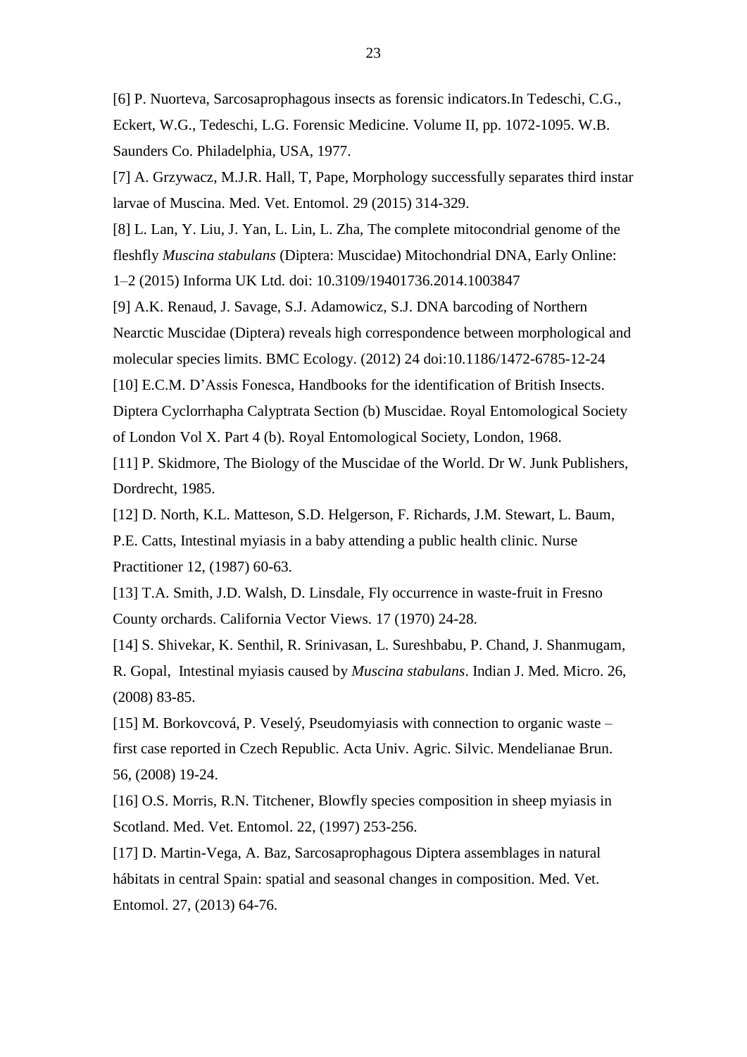[6] P. Nuorteva, Sarcosaprophagous insects as forensic indicators.In Tedeschi, C.G., Eckert, W.G., Tedeschi, L.G. Forensic Medicine. Volume II, pp. 1072-1095. W.B. Saunders Co. Philadelphia, USA, 1977.

[7] A. Grzywacz, M.J.R. Hall, T, Pape, Morphology successfully separates third instar larvae of Muscina. Med. Vet. Entomol. 29 (2015) 314-329.

[8] L. Lan, Y. Liu, J. Yan, L. Lin, L. Zha, The complete mitocondrial genome of the fleshfly *Muscina stabulans* (Diptera: Muscidae) Mitochondrial DNA, Early Online: 1–2 (2015) Informa UK Ltd. doi: 10.3109/19401736.2014.1003847

[9] A.K. Renaud, J. Savage, S.J. Adamowicz, S.J. DNA barcoding of Northern Nearctic Muscidae (Diptera) reveals high correspondence between morphological and molecular species limits. BMC Ecology. (2012) 24 doi:10.1186/1472-6785-12-24

[10] E.C.M. D'Assis Fonesca, Handbooks for the identification of British Insects. Diptera Cyclorrhapha Calyptrata Section (b) Muscidae. Royal Entomological Society of London Vol X. Part 4 (b). Royal Entomological Society, London, 1968.

[11] P. Skidmore, The Biology of the Muscidae of the World. Dr W. Junk Publishers, Dordrecht, 1985.

[12] D. North, K.L. Matteson, S.D. Helgerson, F. Richards, J.M. Stewart, L. Baum, P.E. Catts, Intestinal myiasis in a baby attending a public health clinic. Nurse Practitioner 12, (1987) 60-63.

[13] T.A. Smith, J.D. Walsh, D. Linsdale, Fly occurrence in waste-fruit in Fresno County orchards. California Vector Views. 17 (1970) 24-28.

[14] S. Shivekar, K. Senthil, R. Srinivasan, L. Sureshbabu, P. Chand, J. Shanmugam, R. Gopal, Intestinal myiasis caused by *Muscina stabulans*. Indian J. Med. Micro. 26, (2008) 83-85.

[15] M. Borkovcová, P. Veselý, Pseudomyiasis with connection to organic waste – first case reported in Czech Republic. Acta Univ. Agric. Silvic. Mendelianae Brun. 56, (2008) 19-24.

[16] O.S. Morris, R.N. Titchener, Blowfly species composition in sheep myiasis in Scotland. Med. Vet. Entomol. 22, (1997) 253-256.

[17] D. Martin-Vega, A. Baz, Sarcosaprophagous Diptera assemblages in natural hábitats in central Spain: spatial and seasonal changes in composition. Med. Vet. Entomol. 27, (2013) 64-76.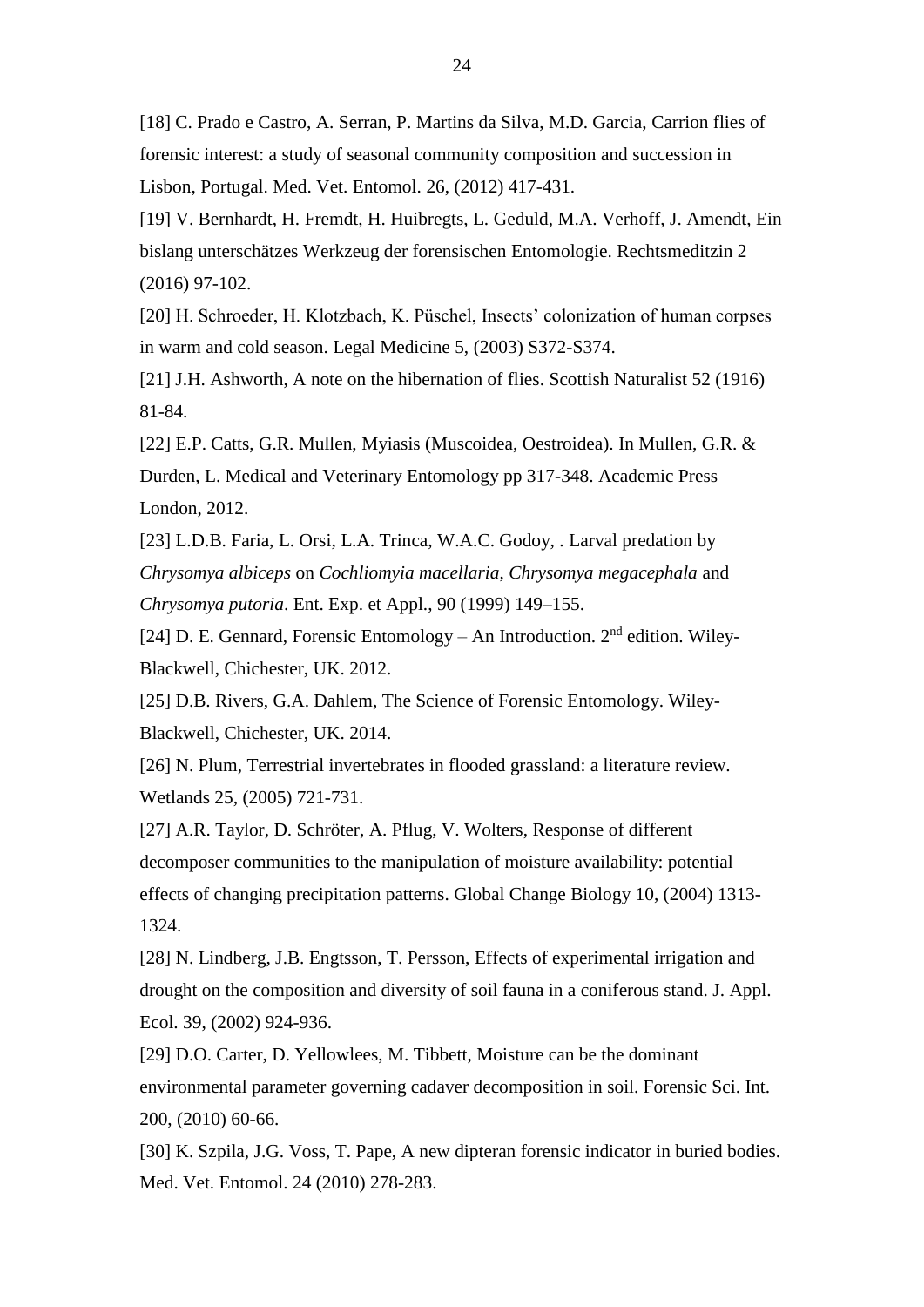[18] C. Prado e Castro, A. Serran, P. Martins da Silva, M.D. Garcia, Carrion flies of forensic interest: a study of seasonal community composition and succession in Lisbon, Portugal. Med. Vet. Entomol. 26, (2012) 417-431.

[19] V. Bernhardt, H. Fremdt, H. Huibregts, L. Geduld, M.A. Verhoff, J. Amendt, Ein bislang unterschätzes Werkzeug der forensischen Entomologie. Rechtsmeditzin 2 (2016) 97-102.

[20] H. Schroeder, H. Klotzbach, K. Püschel, Insects' colonization of human corpses in warm and cold season. Legal Medicine 5, (2003) S372-S374.

[21] J.H. Ashworth, A note on the hibernation of flies. Scottish Naturalist 52 (1916) 81-84.

[22] E.P. Catts, G.R. Mullen, Myiasis (Muscoidea, Oestroidea). In Mullen, G.R. & Durden, L. Medical and Veterinary Entomology pp 317-348. Academic Press London, 2012.

[23] L.D.B. Faria, L. Orsi, L.A. Trinca, W.A.C. Godoy, . Larval predation by *Chrysomya albiceps* on *Cochliomyia macellaria*, *Chrysomya megacephala* and *Chrysomya putoria*. Ent. Exp. et Appl., 90 (1999) 149–155.

[24] D. E. Gennard, Forensic Entomology – An Introduction. 2nd edition. Wiley-Blackwell, Chichester, UK. 2012.

[25] D.B. Rivers, G.A. Dahlem, The Science of Forensic Entomology. Wiley-Blackwell, Chichester, UK. 2014.

[26] N. Plum, Terrestrial invertebrates in flooded grassland: a literature review. Wetlands 25, (2005) 721-731.

[27] A.R. Taylor, D. Schröter, A. Pflug, V. Wolters, Response of different decomposer communities to the manipulation of moisture availability: potential effects of changing precipitation patterns. Global Change Biology 10, (2004) 1313-1324.

[28] N. Lindberg, J.B. Engtsson, T. Persson, Effects of experimental irrigation and drought on the composition and diversity of soil fauna in a coniferous stand. J. Appl. Ecol. 39, (2002) 924-936.

[29] D.O. Carter, D. Yellowlees, M. Tibbett, Moisture can be the dominant environmental parameter governing cadaver decomposition in soil. Forensic Sci. Int. 200, (2010) 60-66.

[30] K. Szpila, J.G. Voss, T. Pape, A new dipteran forensic indicator in buried bodies. Med. Vet. Entomol. 24 (2010) 278-283.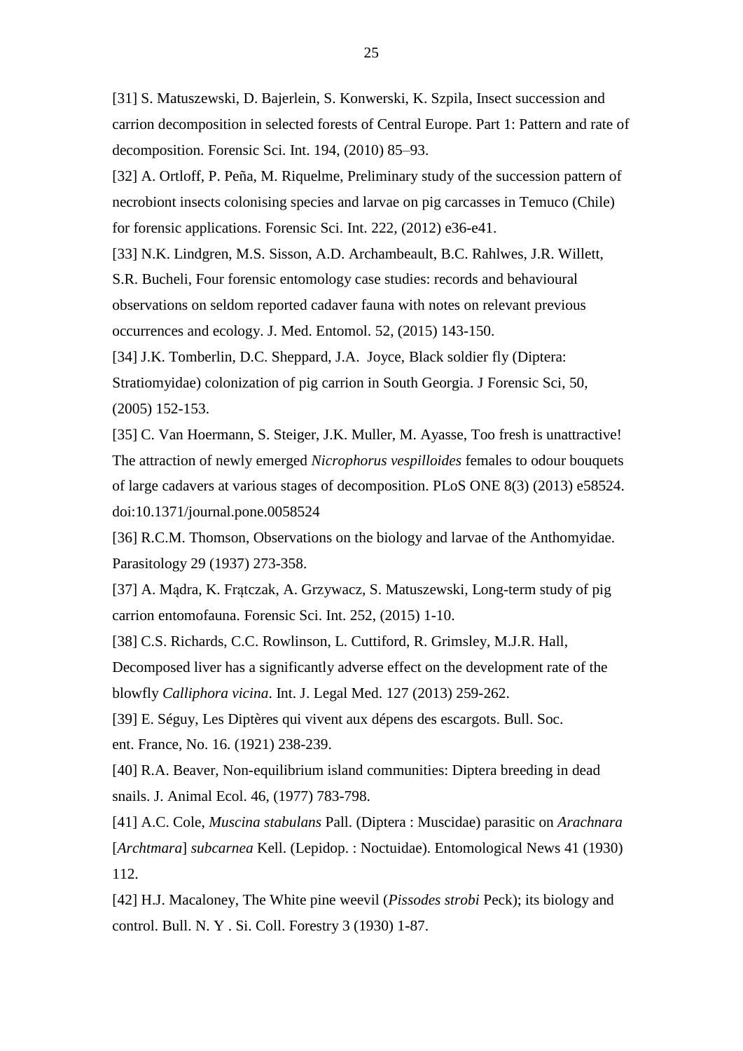[31] S. Matuszewski, D. Bajerlein, S. Konwerski, K. Szpila, Insect succession and carrion decomposition in selected forests of Central Europe. Part 1: Pattern and rate of decomposition. Forensic Sci. Int. 194, (2010) 85–93.

[32] A. Ortloff, P. Peña, M. Riquelme, Preliminary study of the succession pattern of necrobiont insects colonising species and larvae on pig carcasses in Temuco (Chile) for forensic applications. Forensic Sci. Int. 222, (2012) e36-e41.

[33] N.K. Lindgren, M.S. Sisson, A.D. Archambeault, B.C. Rahlwes, J.R. Willett, S.R. Bucheli, Four forensic entomology case studies: records and behavioural observations on seldom reported cadaver fauna with notes on relevant previous occurrences and ecology. J. Med. Entomol. 52, (2015) 143-150.

[34] J.K. Tomberlin, D.C. Sheppard, J.A. Joyce, Black soldier fly (Diptera: Stratiomyidae) colonization of pig carrion in South Georgia. J Forensic Sci, 50, (2005) 152-153.

[35] C. Van Hoermann, S. Steiger, J.K. Muller, M. Ayasse, Too fresh is unattractive! The attraction of newly emerged *Nicrophorus vespilloides* females to odour bouquets of large cadavers at various stages of decomposition. PLoS ONE 8(3) (2013) e58524. doi:10.1371/journal.pone.0058524

[36] R.C.M. Thomson, Observations on the biology and larvae of the Anthomyidae. Parasitology 29 (1937) 273-358.

[37] A. Mądra, K. Frątczak, A. Grzywacz, S. Matuszewski, Long-term study of pig carrion entomofauna. Forensic Sci. Int. 252, (2015) 1-10.

[38] C.S. Richards, C.C. Rowlinson, L. Cuttiford, R. Grimsley, M.J.R. Hall, Decomposed liver has a significantly adverse effect on the development rate of the blowfly *Calliphora vicina*. Int. J. Legal Med. 127 (2013) 259-262.

[39] E. Séguy, Les Diptères qui vivent aux dépens des escargots. Bull. Soc. ent. France, No. 16. (1921) 238-239.

[40] R.A. Beaver, Non-equilibrium island communities: Diptera breeding in dead snails. J. Animal Ecol. 46, (1977) 783-798.

[41] A.C. Cole, *Muscina stabulans* Pall. (Diptera : Muscidae) parasitic on *Arachnara* [*Archtmara*] *subcarnea* Kell. (Lepidop. : Noctuidae). Entomological News 41 (1930) 112.

[42] H.J. Macaloney, The White pine weevil (*Pissodes strobi* Peck); its biology and control. Bull. N. Y . Si. Coll. Forestry 3 (1930) 1-87.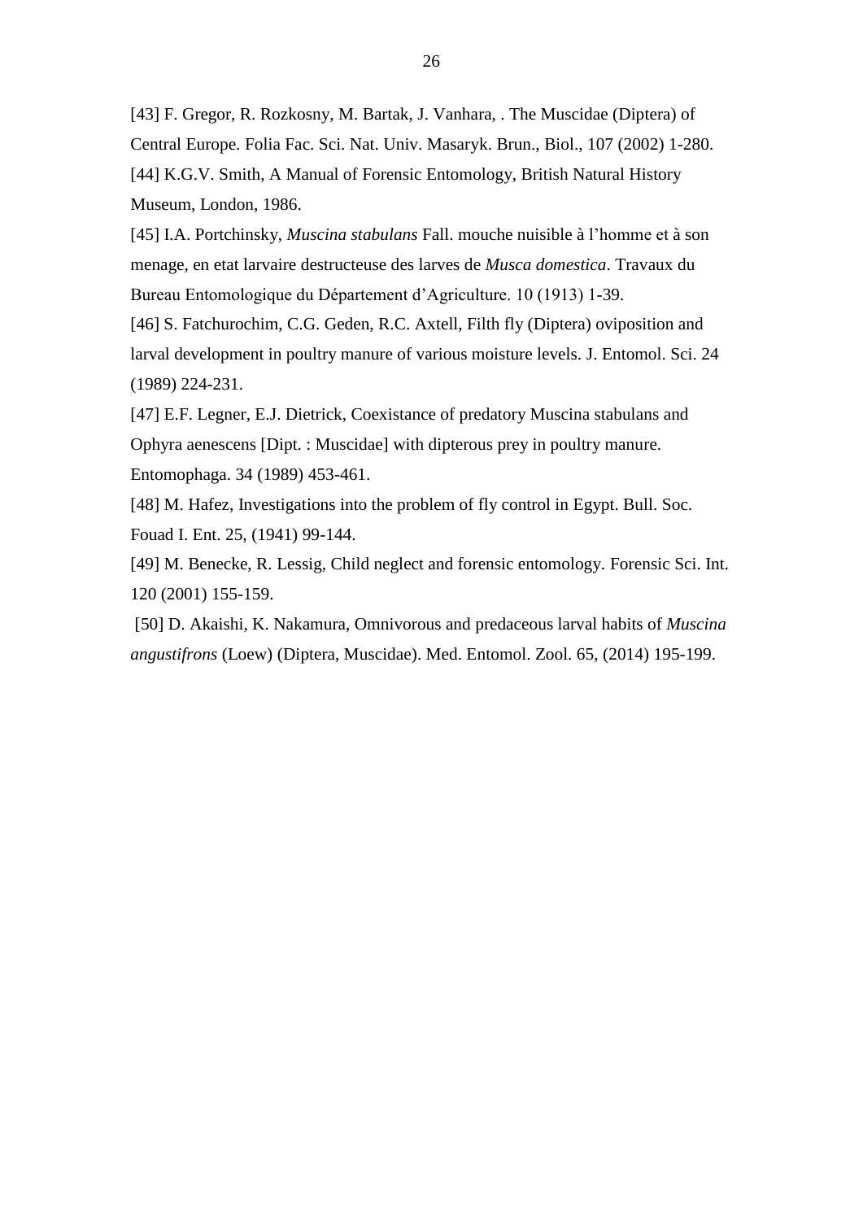[43] F. Gregor, R. Rozkosny, M. Bartak, J. Vanhara, . The Muscidae (Diptera) of Central Europe. Folia Fac. Sci. Nat. Univ. Masaryk. Brun., Biol., 107 (2002) 1-280.

[44] K.G.V. Smith, A Manual of Forensic Entomology, British Natural History Museum, London, 1986.

[45] I.A. Portchinsky, *Muscina stabulans* Fall. mouche nuisible à l'homme et à son menage, en etat larvaire destructeuse des larves de *Musca domestica*. Travaux du Bureau Entomologique du Département d'Agriculture. 10 (1913) 1-39.

[46] S. Fatchurochim, C.G. Geden, R.C. Axtell, Filth fly (Diptera) oviposition and larval development in poultry manure of various moisture levels. J. Entomol. Sci. 24 (1989) 224-231.

[47] E.F. Legner, E.J. Dietrick, Coexistance of predatory Muscina stabulans and Ophyra aenescens [Dipt. : Muscidae] with dipterous prey in poultry manure. Entomophaga. 34 (1989) 453-461.

[48] M. Hafez, Investigations into the problem of fly control in Egypt. Bull. Soc. Fouad I. Ent. 25, (1941) 99-144.

[49] M. Benecke, R. Lessig, Child neglect and forensic entomology. Forensic Sci. Int. 120 (2001) 155-159.

[50] D. Akaishi, K. Nakamura, Omnivorous and predaceous larval habits of *Muscina angustifrons* (Loew) (Diptera, Muscidae). Med. Entomol. Zool. 65, (2014) 195-199.